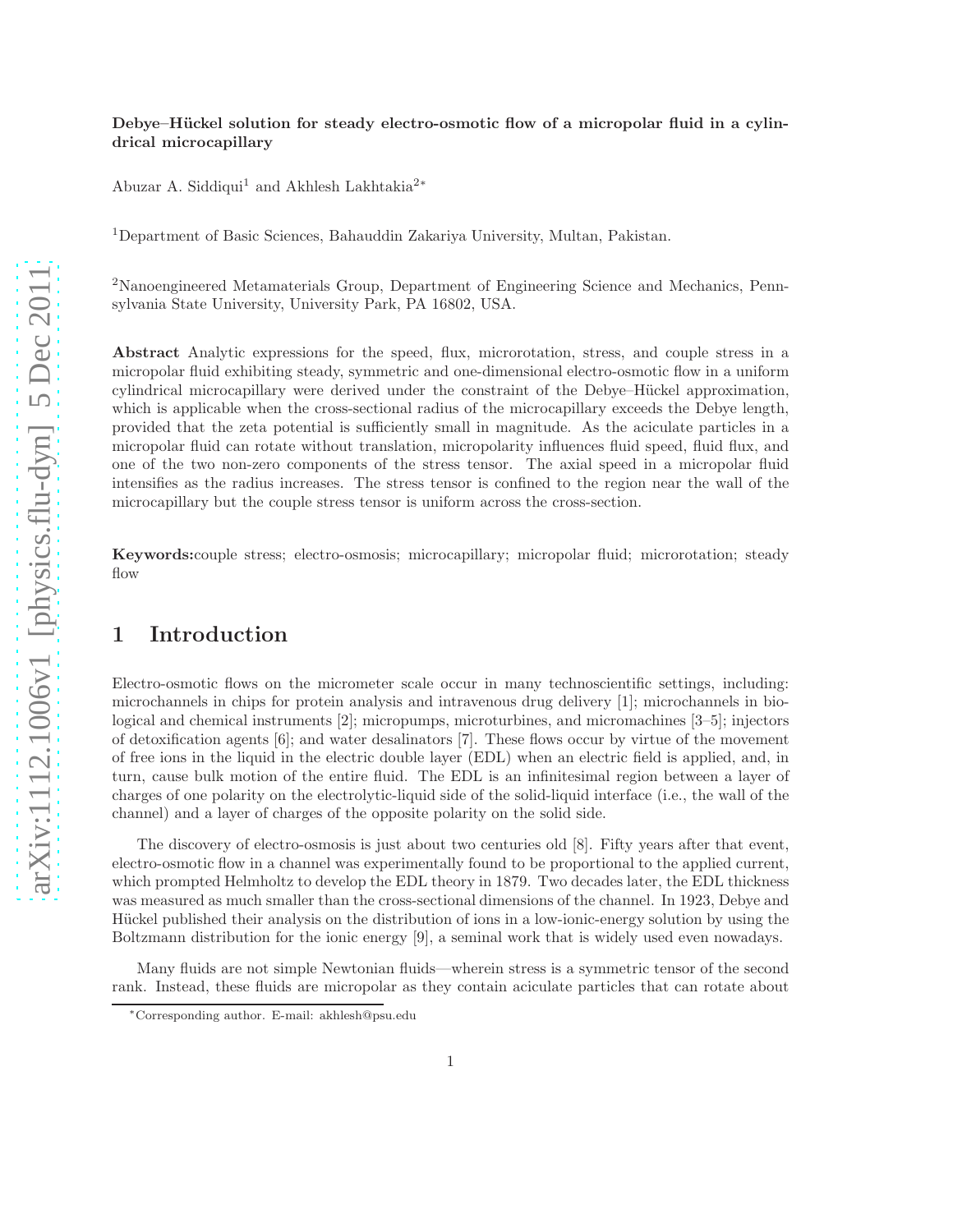**Debye–Hückel solution for steady electro-osmotic flow of a micropolar fluid in a cylindrical microcapillary**

Abuzar A. Siddiqui[1] and Akhlesh Lakhtakia[2*]

[1]Department of Basic Sciences, Bahauddin Zakariya University, Multan, Pakistan.

[2]Nanoengineered Metamaterials Group, Department of Engineering Science and Mechanics, Pennsylvania State University, University Park, PA 16802, USA.

**Abstract** Analytic expressions for the speed, flux, microrotation, stress, and couple stress in a micropolar fluid exhibiting steady, symmetric and one-dimensional electro-osmotic flow in a uniform cylindrical microcapillary were derived under the constraint of the Debye–Hückel approximation, which is applicable when the cross-sectional radius of the microcapillary exceeds the Debye length, provided that the zeta potential is sufficiently small in magnitude. As the aciculate particles in a micropolar fluid can rotate without translation, micropolarity influences fluid speed, fluid flux, and one of the two non-zero components of the stress tensor. The axial speed in a micropolar fluid intensifies as the radius increases. The stress tensor is confined to the region near the wall of the microcapillary but the couple stress tensor is uniform across the cross-section.

**Keywords:**couple stress; electro-osmosis; microcapillary; micropolar fluid; microrotation; steady flow

# 1 Introduction

Electro-osmotic flows on the micrometer scale occur in many technoscientific settings, including: microchannels in chips for protein analysis and intravenous drug delivery [1]; microchannels in biological and chemical instruments [2]; micropumps, microturbines, and micromachines [3–5]; injectors of detoxification agents [6]; and water desalinators [7]. These flows occur by virtue of the movement of free ions in the liquid in the electric double layer (EDL) when an electric field is applied, and, in turn, cause bulk motion of the entire fluid. The EDL is an infinitesimal region between a layer of charges of one polarity on the electrolytic-liquid side of the solid-liquid interface (i.e., the wall of the channel) and a layer of charges of the opposite polarity on the solid side.

The discovery of electro-osmosis is just about two centuries old [8]. Fifty years after that event, electro-osmotic flow in a channel was experimentally found to be proportional to the applied current, which prompted Helmholtz to develop the EDL theory in 1879. Two decades later, the EDL thickness was measured as much smaller than the cross-sectional dimensions of the channel. In 1923, Debye and Hückel published their analysis on the distribution of ions in a low-ionic-energy solution by using the Boltzmann distribution for the ionic energy [9], a seminal work that is widely used even nowadays.

Many fluids are not simple Newtonian fluids—wherein stress is a symmetric tensor of the second rank. Instead, these fluids are micropolar as they contain aciculate particles that can rotate about

*Corresponding author. E-mail: akhlesh@psu.edu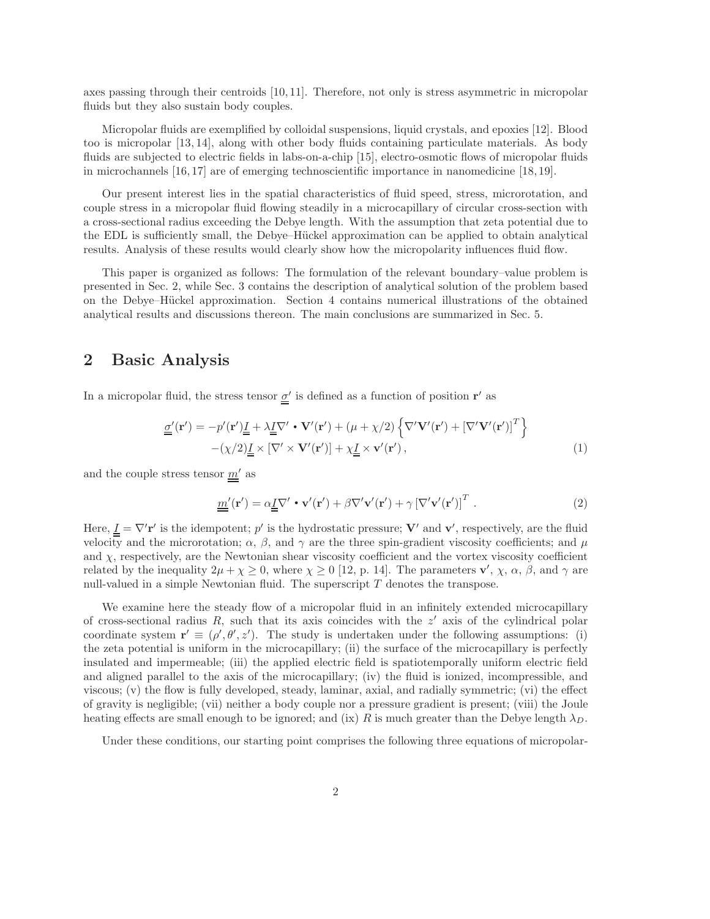axes passing through their centroids [10,11]. Therefore, not only is stress asymmetric in micropolar fluids but they also sustain body couples.

Micropolar fluids are exemplified by colloidal suspensions, liquid crystals, and epoxies [12]. Blood too is micropolar [13,14], along with other body fluids containing particulate materials. As body fluids are subjected to electric fields in labs-on-a-chip [15], electro-osmotic flows of micropolar fluids in microchannels [16,17] are of emerging technoscientific importance in nanomedicine [18,19].

Our present interest lies in the spatial characteristics of fluid speed, stress, microrotation, and couple stress in a micropolar fluid flowing steadily in a microcapillary of circular cross-section with a cross-sectional radius exceeding the Debye length. With the assumption that zeta potential due to the EDL is sufficiently small, the Debye–Hückel approximation can be applied to obtain analytical results. Analysis of these results would clearly show how the micropolarity influences fluid flow.

This paper is organized as follows: The formulation of the relevant boundary–value problem is presented in Sec. 2, while Sec. 3 contains the description of analytical solution of the problem based on the Debye–Hückel approximation. Section 4 contains numerical illustrations of the obtained analytical results and discussions thereon. The main conclusions are summarized in Sec. 5.

## 2 Basic Analysis

In a micropolar fluid, the stress tensor $\underline{\underline{\sigma}}'$ is defined as a function of position $\mathbf{r}'$ as

$$\underline{\underline{\sigma}}'(\mathbf{r}') = -p'(\mathbf{r}')\underline{\underline{I}} + \lambda\underline{\underline{I}}\nabla' \bullet \mathbf{V}'(\mathbf{r}') + (\mu + \chi/2)\left\{\nabla'\mathbf{V}'(\mathbf{r}') + \left[\nabla'\mathbf{V}'(\mathbf{r}')\right]^T\right\}$$
$$-(\chi/2)\underline{\underline{I}} \times \left[\nabla' \times \mathbf{V}'(\mathbf{r}')\right] + \chi\underline{\underline{I}} \times \mathbf{v}'(\mathbf{r}')\,, \tag{1}$$

and the couple stress tensor $\underline{\underline{m}}'$ as

$$\underline{\underline{m}}'(\mathbf{r}') = \alpha\underline{\underline{I}}\nabla' \bullet \mathbf{v}'(\mathbf{r}') + \beta\nabla'\mathbf{v}'(\mathbf{r}') + \gamma\left[\nabla'\mathbf{v}'(\mathbf{r}')\right]^T\,. \tag{2}$$

Here, $\underline{\underline{I}} = \nabla'\mathbf{r}'$ is the idempotent; $p'$ is the hydrostatic pressure; $\mathbf{V}'$ and $\mathbf{v}'$, respectively, are the fluid velocity and the microrotation; $\alpha$, $\beta$, and $\gamma$ are the three spin-gradient viscosity coefficients; and $\mu$ and $\chi$, respectively, are the Newtonian shear viscosity coefficient and the vortex viscosity coefficient related by the inequality $2\mu + \chi \geq 0$, where $\chi \geq 0$ [12, p. 14]. The parameters $\mathbf{v}'$, $\chi$, $\alpha$, $\beta$, and $\gamma$ are null-valued in a simple Newtonian fluid. The superscript $T$ denotes the transpose.

We examine here the steady flow of a micropolar fluid in an infinitely extended microcapillary of cross-sectional radius $R$, such that its axis coincides with the $z'$ axis of the cylindrical polar coordinate system $\mathbf{r}' \equiv (\rho', \theta', z')$. The study is undertaken under the following assumptions: (i) the zeta potential is uniform in the microcapillary; (ii) the surface of the microcapillary is perfectly insulated and impermeable; (iii) the applied electric field is spatiotemporally uniform electric field and aligned parallel to the axis of the microcapillary; (iv) the fluid is ionized, incompressible, and viscous; (v) the flow is fully developed, steady, laminar, axial, and radially symmetric; (vi) the effect of gravity is negligible; (vii) neither a body couple nor a pressure gradient is present; (viii) the Joule heating effects are small enough to be ignored; and (ix) $R$ is much greater than the Debye length $\lambda_D$.

Under these conditions, our starting point comprises the following three equations of micropolar-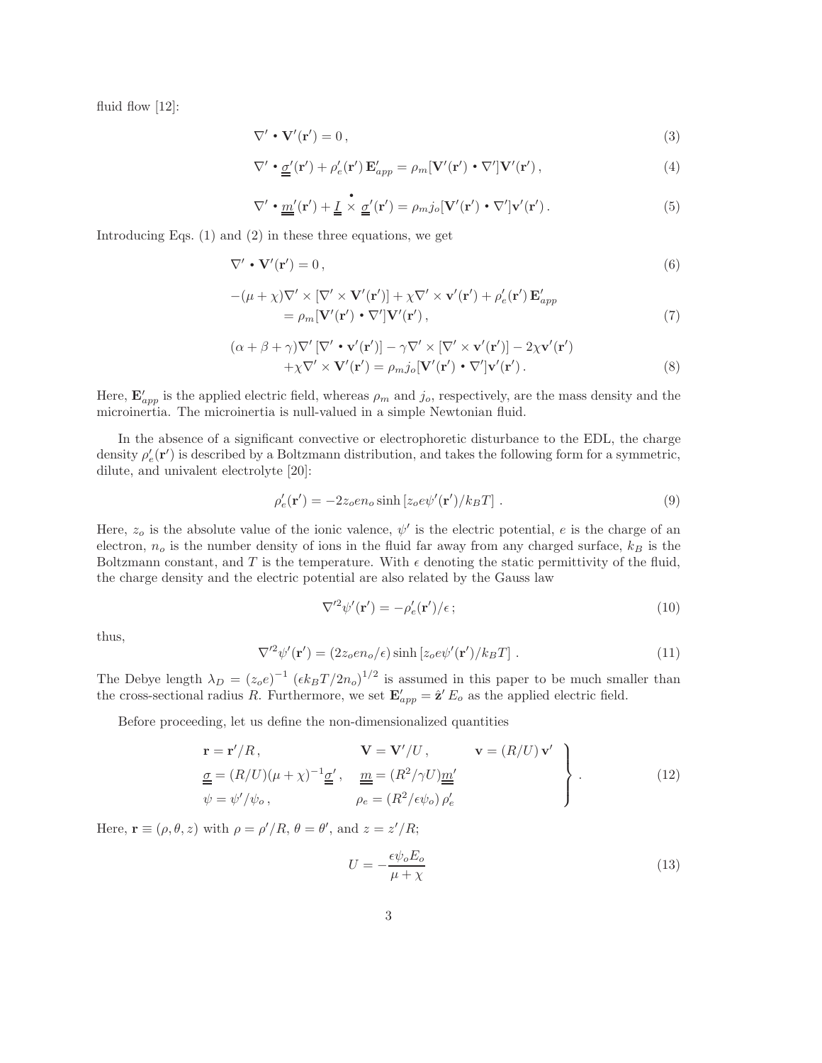fluid flow [12]:

$$\nabla' \bullet \mathbf{V}'(\mathbf{r}') = 0\,, \tag{3}$$

$$\nabla' \bullet \underline{\underline{\sigma}}'(\mathbf{r}') + \rho_e'(\mathbf{r}')\,\mathbf{E}_{app}' = \rho_m[\mathbf{V}'(\mathbf{r}') \bullet \nabla']\mathbf{V}'(\mathbf{r}')\,, \tag{4}$$

$$\nabla' \bullet \underline{\underline{m}}'(\mathbf{r}') + \underline{\underline{I}} \overset{\bullet}{\times} \underline{\underline{\sigma}}'(\mathbf{r}') = \rho_m j_o[\mathbf{V}'(\mathbf{r}') \bullet \nabla']\mathbf{v}'(\mathbf{r}')\,. \tag{5}$$

Introducing Eqs. (1) and (2) in these three equations, we get

$$\nabla' \bullet \mathbf{V}'(\mathbf{r}') = 0\,, \tag{6}$$

$$\begin{aligned} -(\mu+\chi)\nabla' \times [\nabla' \times \mathbf{V}'(\mathbf{r}')] + \chi\nabla' \times \mathbf{v}'(\mathbf{r}') + \rho_e'(\mathbf{r}')\,\mathbf{E}_{app}' \\ = \rho_m[\mathbf{V}'(\mathbf{r}') \bullet \nabla']\mathbf{V}'(\mathbf{r}')\,, \end{aligned} \tag{7}$$

$$\begin{aligned} (\alpha+\beta+\gamma)\nabla'\,[\nabla' \bullet \mathbf{v}'(\mathbf{r}')] - \gamma\nabla' \times [\nabla' \times \mathbf{v}'(\mathbf{r}')] - 2\chi\mathbf{v}'(\mathbf{r}') \\ +\chi\nabla' \times \mathbf{V}'(\mathbf{r}') = \rho_m j_o[\mathbf{V}'(\mathbf{r}') \bullet \nabla']\mathbf{v}'(\mathbf{r}')\,. \end{aligned} \tag{8}$$

Here, $\mathbf{E}_{app}'$ is the applied electric field, whereas $\rho_m$ and $j_o$, respectively, are the mass density and the microinertia. The microinertia is null-valued in a simple Newtonian fluid.

In the absence of a significant convective or electrophoretic disturbance to the EDL, the charge density $\rho_e'(\mathbf{r}')$ is described by a Boltzmann distribution, and takes the following form for a symmetric, dilute, and univalent electrolyte [20]:

$$\rho_e'(\mathbf{r}') = -2z_o e n_o \sinh\left[z_o e\psi'(\mathbf{r}')/k_B T\right]\,. \tag{9}$$

Here, $z_o$ is the absolute value of the ionic valence, $\psi'$ is the electric potential, $e$ is the charge of an electron, $n_o$ is the number density of ions in the fluid far away from any charged surface, $k_B$ is the Boltzmann constant, and $T$ is the temperature. With $\epsilon$ denoting the static permittivity of the fluid, the charge density and the electric potential are also related by the Gauss law

$$\nabla'^2\psi'(\mathbf{r}') = -\rho_e'(\mathbf{r}')/\epsilon\,; \tag{10}$$

thus,

$$\nabla'^2\psi'(\mathbf{r}') = (2z_o e n_o/\epsilon)\sinh\left[z_o e\psi'(\mathbf{r}')/k_B T\right]\,. \tag{11}$$

The Debye length $\lambda_D = (z_o e)^{-1}\,(\epsilon k_B T/2n_o)^{1/2}$ is assumed in this paper to be much smaller than the cross-sectional radius $R$. Furthermore, we set $\mathbf{E}_{app}' = \hat{\mathbf{z}}'\,E_o$ as the applied electric field.

Before proceeding, let us define the non-dimensionalized quantities

$$\left.\begin{array}{lll} \mathbf{r} = \mathbf{r}'/R\,, & \mathbf{V} = \mathbf{V}'/U\,, & \mathbf{v} = (R/U)\,\mathbf{v}' \\ \underline{\underline{\sigma}} = (R/U)(\mu+\chi)^{-1}\underline{\underline{\sigma}}'\,, & \underline{\underline{m}} = (R^2/\gamma U)\underline{\underline{m}}' & \\ \psi = \psi'/\psi_o\,, & \rho_e = (R^2/\epsilon\psi_o)\,\rho_e' & \end{array}\right\}\,. \tag{12}$$

Here, $\mathbf{r} \equiv (\rho, \theta, z)$ with $\rho = \rho'/R$, $\theta = \theta'$, and $z = z'/R$;

$$U = -\frac{\epsilon\psi_o E_o}{\mu+\chi} \tag{13}$$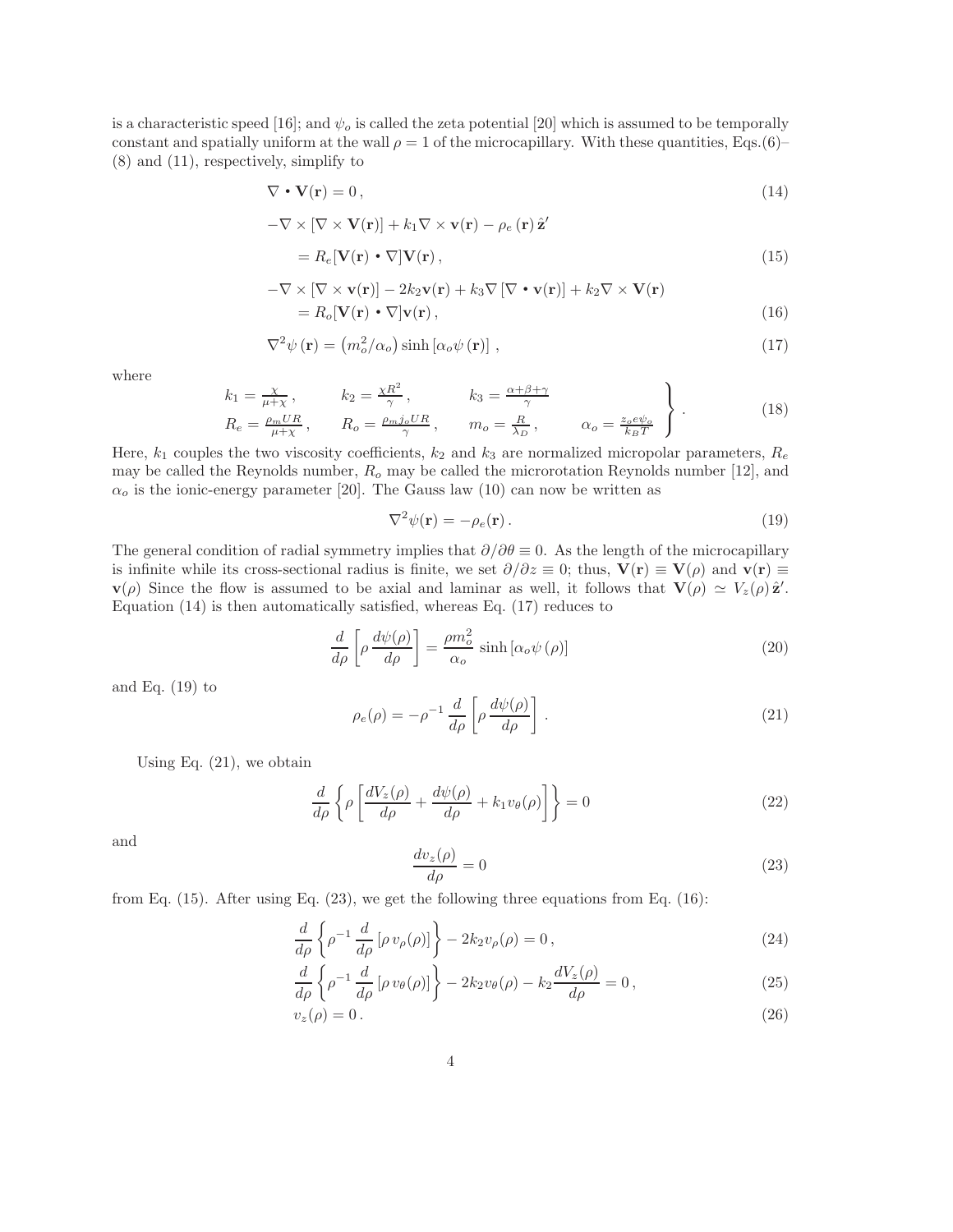is a characteristic speed [16]; and $\psi_o$ is called the zeta potential [20] which is assumed to be temporally constant and spatially uniform at the wall $\rho = 1$ of the microcapillary. With these quantities, Eqs.(6)–(8) and (11), respectively, simplify to

$$\nabla \bullet \mathbf{V}(\mathbf{r}) = 0\,, \tag{14}$$

$$-\nabla \times [\nabla \times \mathbf{V}(\mathbf{r})] + k_1 \nabla \times \mathbf{v}(\mathbf{r}) - \rho_e(\mathbf{r})\, \hat{\mathbf{z}}' = R_e[\mathbf{V}(\mathbf{r}) \bullet \nabla]\mathbf{V}(\mathbf{r})\,, \tag{15}$$

$$-\nabla \times [\nabla \times \mathbf{v}(\mathbf{r})] - 2k_2 \mathbf{v}(\mathbf{r}) + k_3 \nabla [\nabla \bullet \mathbf{v}(\mathbf{r})] + k_2 \nabla \times \mathbf{V}(\mathbf{r}) = R_o[\mathbf{V}(\mathbf{r}) \bullet \nabla]\mathbf{v}(\mathbf{r})\,, \tag{16}$$

$$\nabla^2 \psi(\mathbf{r}) = \left(m_o^2/\alpha_o\right) \sinh\left[\alpha_o \psi(\mathbf{r})\right]\,, \tag{17}$$

where

$$\left.\begin{array}{llll} k_1 = \frac{\chi}{\mu+\chi}\,, & k_2 = \frac{\chi R^2}{\gamma}\,, & k_3 = \frac{\alpha+\beta+\gamma}{\gamma} & \\ R_e = \frac{\rho_m U R}{\mu+\chi}\,, & R_o = \frac{\rho_m j_o U R}{\gamma}\,, & m_o = \frac{R}{\lambda_D}\,, & \alpha_o = \frac{z_o e \psi_o}{k_B T} \end{array}\right\}\,. \tag{18}$$

Here, $k_1$ couples the two viscosity coefficients, $k_2$ and $k_3$ are normalized micropolar parameters, $R_e$ may be called the Reynolds number, $R_o$ may be called the microrotation Reynolds number [12], and $\alpha_o$ is the ionic-energy parameter [20]. The Gauss law (10) can now be written as

$$\nabla^2 \psi(\mathbf{r}) = -\rho_e(\mathbf{r})\,. \tag{19}$$

The general condition of radial symmetry implies that $\partial/\partial\theta \equiv 0$. As the length of the microcapillary is infinite while its cross-sectional radius is finite, we set $\partial/\partial z \equiv 0$; thus, $\mathbf{V}(\mathbf{r}) \equiv \mathbf{V}(\rho)$ and $\mathbf{v}(\mathbf{r}) \equiv \mathbf{v}(\rho)$ Since the flow is assumed to be axial and laminar as well, it follows that $\mathbf{V}(\rho) \simeq V_z(\rho)\, \hat{\mathbf{z}}'$. Equation (14) is then automatically satisfied, whereas Eq. (17) reduces to

$$\frac{d}{d\rho}\left[\rho \frac{d\psi(\rho)}{d\rho}\right] = \frac{\rho m_o^2}{\alpha_o} \sinh\left[\alpha_o \psi(\rho)\right] \tag{20}$$

and Eq. (19) to

$$\rho_e(\rho) = -\rho^{-1} \frac{d}{d\rho}\left[\rho \frac{d\psi(\rho)}{d\rho}\right]\,. \tag{21}$$

Using Eq. (21), we obtain

$$\frac{d}{d\rho}\left\{\rho\left[\frac{dV_z(\rho)}{d\rho} + \frac{d\psi(\rho)}{d\rho} + k_1 v_\theta(\rho)\right]\right\} = 0 \tag{22}$$

and

$$\frac{dv_z(\rho)}{d\rho} = 0 \tag{23}$$

from Eq. (15). After using Eq. (23), we get the following three equations from Eq. (16):

$$\frac{d}{d\rho}\left\{\rho^{-1} \frac{d}{d\rho}\left[\rho\, v_\rho(\rho)\right]\right\} - 2k_2 v_\rho(\rho) = 0\,, \tag{24}$$

$$\frac{d}{d\rho}\left\{\rho^{-1} \frac{d}{d\rho}\left[\rho\, v_\theta(\rho)\right]\right\} - 2k_2 v_\theta(\rho) - k_2 \frac{dV_z(\rho)}{d\rho} = 0\,, \tag{25}$$

$$v_z(\rho) = 0\,. \tag{26}$$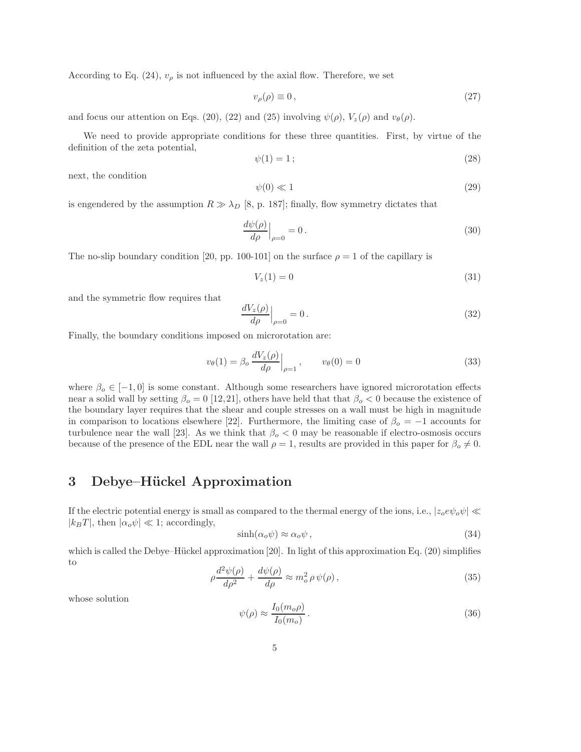According to Eq. (24), $v_\rho$ is not influenced by the axial flow. Therefore, we set

$$v_\rho(\rho) \equiv 0\,, \tag{27}$$

and focus our attention on Eqs. (20), (22) and (25) involving $\psi(\rho)$, $V_z(\rho)$ and $v_\theta(\rho)$.

We need to provide appropriate conditions for these three quantities. First, by virtue of the definition of the zeta potential,

$$\psi(1) = 1\,; \tag{28}$$

next, the condition

$$\psi(0) \ll 1 \tag{29}$$

is engendered by the assumption $R \gg \lambda_D$ [8, p. 187]; finally, flow symmetry dictates that

$$\frac{d\psi(\rho)}{d\rho}\Big|_{\rho=0} = 0\,. \tag{30}$$

The no-slip boundary condition [20, pp. 100-101] on the surface $\rho = 1$ of the capillary is

$$V_z(1) = 0 \tag{31}$$

and the symmetric flow requires that

$$\frac{dV_z(\rho)}{d\rho}\Big|_{\rho=0} = 0\,. \tag{32}$$

Finally, the boundary conditions imposed on microrotation are:

$$v_\theta(1) = \beta_o \,\frac{dV_z(\rho)}{d\rho}\Big|_{\rho=1}\,, \qquad v_\theta(0) = 0 \tag{33}$$

where $\beta_o \in [-1, 0]$ is some constant. Although some researchers have ignored microrotation effects near a solid wall by setting $\beta_o = 0$ [12,21], others have held that that $\beta_o < 0$ because the existence of the boundary layer requires that the shear and couple stresses on a wall must be high in magnitude in comparison to locations elsewhere [22]. Furthermore, the limiting case of $\beta_o = -1$ accounts for turbulence near the wall [23]. As we think that $\beta_o < 0$ may be reasonable if electro-osmosis occurs because of the presence of the EDL near the wall $\rho = 1$, results are provided in this paper for $\beta_o \neq 0$.

# 3 Debye–Hückel Approximation

If the electric potential energy is small as compared to the thermal energy of the ions, i.e., $|z_o e \psi_o \psi| \ll |k_B T|$, then $|\alpha_o \psi| \ll 1$; accordingly,

$$\sinh(\alpha_o \psi) \approx \alpha_o \psi\,, \tag{34}$$

which is called the Debye–Hückel approximation [20]. In light of this approximation Eq. (20) simplifies to

$$\rho \frac{d^2\psi(\rho)}{d\rho^2} + \frac{d\psi(\rho)}{d\rho} \approx m_o^2\, \rho\, \psi(\rho)\,, \tag{35}$$

whose solution

$$\psi(\rho) \approx \frac{I_0(m_o \rho)}{I_0(m_o)}\,. \tag{36}$$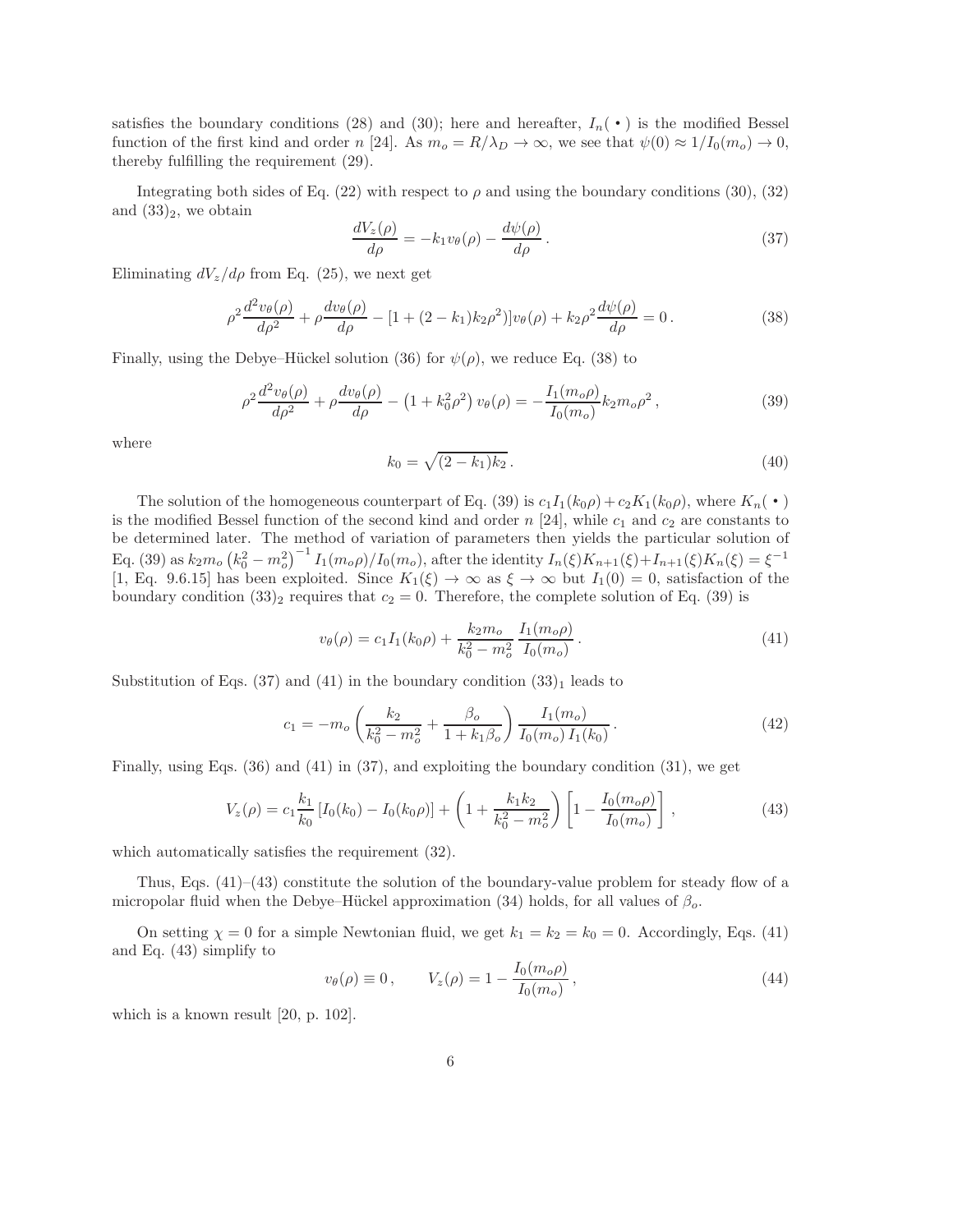satisfies the boundary conditions (28) and (30); here and hereafter, $I_n(\,\bullet\,)$ is the modified Bessel function of the first kind and order $n$ [24]. As $m_o = R/\lambda_D \to \infty$, we see that $\psi(0) \approx 1/I_0(m_o) \to 0$, thereby fulfilling the requirement (29).

Integrating both sides of Eq. (22) with respect to $\rho$ and using the boundary conditions (30), (32) and $(33)_2$, we obtain

$$\frac{dV_z(\rho)}{d\rho} = -k_1 v_\theta(\rho) - \frac{d\psi(\rho)}{d\rho}\,. \tag{37}$$

Eliminating $dV_z/d\rho$ from Eq. (25), we next get

$$\rho^2 \frac{d^2 v_\theta(\rho)}{d\rho^2} + \rho \frac{dv_\theta(\rho)}{d\rho} - [1 + (2 - k_1) k_2 \rho^2)] v_\theta(\rho) + k_2 \rho^2 \frac{d\psi(\rho)}{d\rho} = 0\,. \tag{38}$$

Finally, using the Debye–Hückel solution (36) for $\psi(\rho)$, we reduce Eq. (38) to

$$\rho^2 \frac{d^2 v_\theta(\rho)}{d\rho^2} + \rho \frac{dv_\theta(\rho)}{d\rho} - \left(1 + k_0^2 \rho^2\right) v_\theta(\rho) = -\frac{I_1(m_o \rho)}{I_0(m_o)} k_2 m_o \rho^2\,, \tag{39}$$

where

$$k_0 = \sqrt{(2 - k_1) k_2}\,. \tag{40}$$

The solution of the homogeneous counterpart of Eq. (39) is $c_1 I_1(k_0\rho) + c_2 K_1(k_0\rho)$, where $K_n(\,\bullet\,)$ is the modified Bessel function of the second kind and order $n$ [24], while $c_1$ and $c_2$ are constants to be determined later. The method of variation of parameters then yields the particular solution of Eq. (39) as $k_2 m_o \left(k_0^2 - m_o^2\right)^{-1} I_1(m_o\rho)/I_0(m_o)$, after the identity $I_n(\xi)K_{n+1}(\xi) + I_{n+1}(\xi)K_n(\xi) = \xi^{-1}$ [1, Eq. 9.6.15] has been exploited. Since $K_1(\xi) \to \infty$ as $\xi \to \infty$ but $I_1(0) = 0$, satisfaction of the boundary condition $(33)_2$ requires that $c_2 = 0$. Therefore, the complete solution of Eq. (39) is

$$v_\theta(\rho) = c_1 I_1(k_0\rho) + \frac{k_2 m_o}{k_0^2 - m_o^2} \frac{I_1(m_o\rho)}{I_0(m_o)}\,. \tag{41}$$

Substitution of Eqs. (37) and (41) in the boundary condition $(33)_1$ leads to

$$c_1 = -m_o \left( \frac{k_2}{k_0^2 - m_o^2} + \frac{\beta_o}{1 + k_1 \beta_o} \right) \frac{I_1(m_o)}{I_0(m_o)\, I_1(k_0)}\,. \tag{42}$$

Finally, using Eqs. (36) and (41) in (37), and exploiting the boundary condition (31), we get

$$V_z(\rho) = c_1 \frac{k_1}{k_0} \left[ I_0(k_0) - I_0(k_0\rho) \right] + \left( 1 + \frac{k_1 k_2}{k_0^2 - m_o^2} \right) \left[ 1 - \frac{I_0(m_o\rho)}{I_0(m_o)} \right]\,, \tag{43}$$

which automatically satisfies the requirement (32).

Thus, Eqs. (41)–(43) constitute the solution of the boundary-value problem for steady flow of a micropolar fluid when the Debye–Hückel approximation (34) holds, for all values of $\beta_o$.

On setting $\chi = 0$ for a simple Newtonian fluid, we get $k_1 = k_2 = k_0 = 0$. Accordingly, Eqs. (41) and Eq. (43) simplify to

$$v_\theta(\rho) \equiv 0\,, \qquad V_z(\rho) = 1 - \frac{I_0(m_o\rho)}{I_0(m_o)}\,, \tag{44}$$

which is a known result [20, p. 102].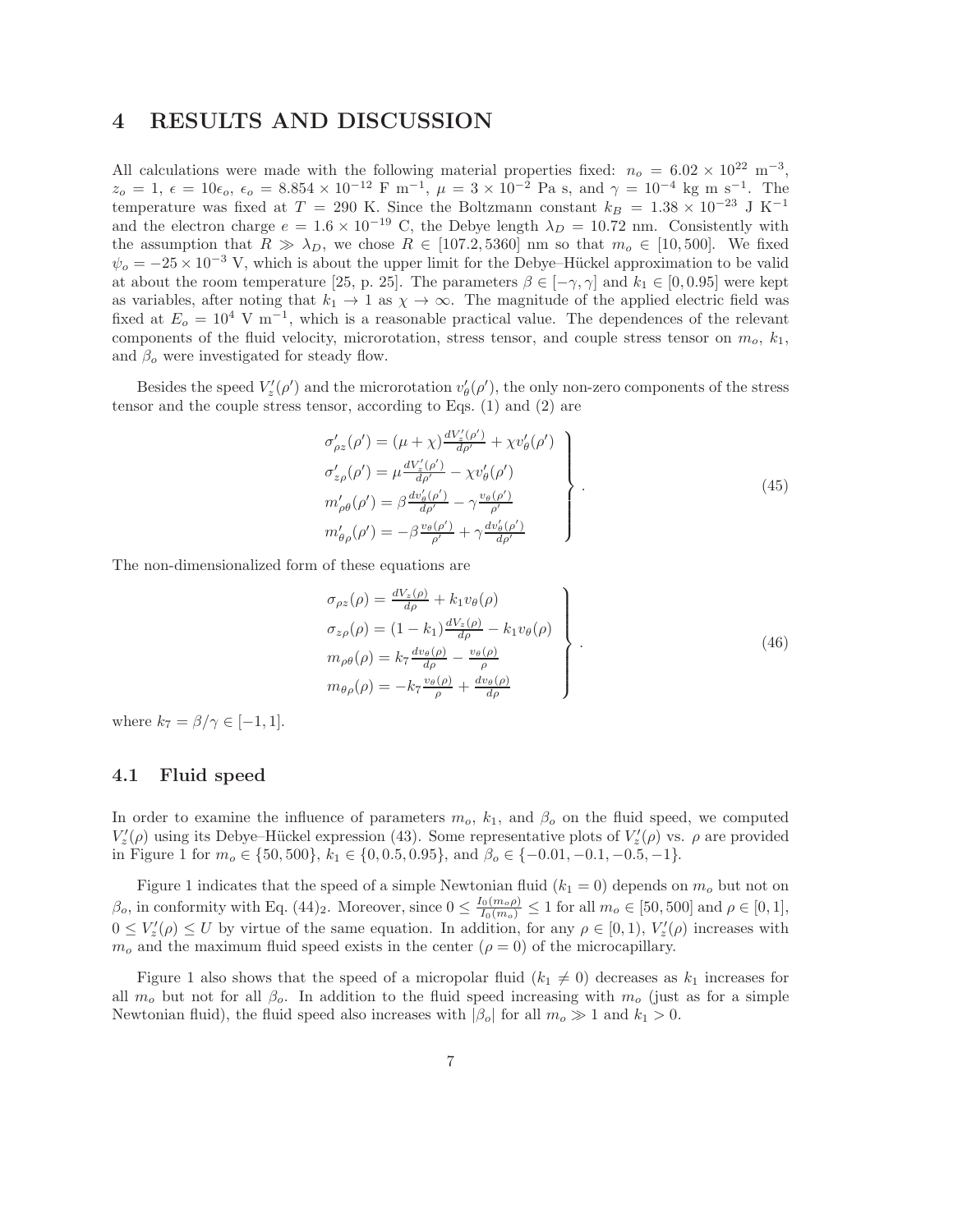# 4 RESULTS AND DISCUSSION

All calculations were made with the following material properties fixed: $n_o = 6.02 \times 10^{22}$ m$^{-3}$, $z_o = 1$, $\epsilon = 10\epsilon_o$, $\epsilon_o = 8.854 \times 10^{-12}$ F m$^{-1}$, $\mu = 3 \times 10^{-2}$ Pa s, and $\gamma = 10^{-4}$ kg m s$^{-1}$. The temperature was fixed at $T = 290$ K. Since the Boltzmann constant $k_B = 1.38 \times 10^{-23}$ J K$^{-1}$ and the electron charge $e = 1.6 \times 10^{-19}$ C, the Debye length $\lambda_D = 10.72$ nm. Consistently with the assumption that $R \gg \lambda_D$, we chose $R \in [107.2, 5360]$ nm so that $m_o \in [10, 500]$. We fixed $\psi_o = -25 \times 10^{-3}$ V, which is about the upper limit for the Debye–Hückel approximation to be valid at about the room temperature [25, p. 25]. The parameters $\beta \in [-\gamma, \gamma]$ and $k_1 \in [0, 0.95]$ were kept as variables, after noting that $k_1 \to 1$ as $\chi \to \infty$. The magnitude of the applied electric field was fixed at $E_o = 10^4$ V m$^{-1}$, which is a reasonable practical value. The dependences of the relevant components of the fluid velocity, microrotation, stress tensor, and couple stress tensor on $m_o$, $k_1$, and $\beta_o$ were investigated for steady flow.

Besides the speed $V'_z(\rho')$ and the microrotation $v'_\theta(\rho')$, the only non-zero components of the stress tensor and the couple stress tensor, according to Eqs. (1) and (2) are

$$\left.\begin{array}{l}
\sigma'_{\rho z}(\rho') = (\mu + \chi)\frac{dV'_z(\rho')}{d\rho'} + \chi v'_\theta(\rho') \\
\sigma'_{z\rho}(\rho') = \mu\frac{dV'_z(\rho')}{d\rho'} - \chi v'_\theta(\rho') \\
m'_{\rho\theta}(\rho') = \beta\frac{dv'_\theta(\rho')}{d\rho'} - \gamma\frac{v_\theta(\rho')}{\rho'} \\
m'_{\theta\rho}(\rho') = -\beta\frac{v_\theta(\rho')}{\rho'} + \gamma\frac{dv'_\theta(\rho')}{d\rho'}
\end{array}\right\} . \tag{45}$$

The non-dimensionalized form of these equations are

$$\left.\begin{array}{l}
\sigma_{\rho z}(\rho) = \frac{dV_z(\rho)}{d\rho} + k_1 v_\theta(\rho) \\
\sigma_{z\rho}(\rho) = (1 - k_1)\frac{dV_z(\rho)}{d\rho} - k_1 v_\theta(\rho) \\
m_{\rho\theta}(\rho) = k_7\frac{dv_\theta(\rho)}{d\rho} - \frac{v_\theta(\rho)}{\rho} \\
m_{\theta\rho}(\rho) = -k_7\frac{v_\theta(\rho)}{\rho} + \frac{dv_\theta(\rho)}{d\rho}
\end{array}\right\} . \tag{46}$$

where $k_7 = \beta/\gamma \in [-1, 1]$.

## 4.1 Fluid speed

In order to examine the influence of parameters $m_o$, $k_1$, and $\beta_o$ on the fluid speed, we computed $V'_z(\rho)$ using its Debye–Hückel expression (43). Some representative plots of $V'_z(\rho)$ vs. $\rho$ are provided in Figure 1 for $m_o \in \{50, 500\}$, $k_1 \in \{0, 0.5, 0.95\}$, and $\beta_o \in \{-0.01, -0.1, -0.5, -1\}$.

Figure 1 indicates that the speed of a simple Newtonian fluid ($k_1 = 0$) depends on $m_o$ but not on $\beta_o$, in conformity with Eq. $(44)_2$. Moreover, since $0 \leq \frac{I_0(m_o\rho)}{I_0(m_o)} \leq 1$ for all $m_o \in [50, 500]$ and $\rho \in [0, 1]$, $0 \leq V'_z(\rho) \leq U$ by virtue of the same equation. In addition, for any $\rho \in [0, 1)$, $V'_z(\rho)$ increases with $m_o$ and the maximum fluid speed exists in the center ($\rho = 0$) of the microcapillary.

Figure 1 also shows that the speed of a micropolar fluid ($k_1 \neq 0$) decreases as $k_1$ increases for all $m_o$ but not for all $\beta_o$. In addition to the fluid speed increasing with $m_o$ (just as for a simple Newtonian fluid), the fluid speed also increases with $|\beta_o|$ for all $m_o \gg 1$ and $k_1 > 0$.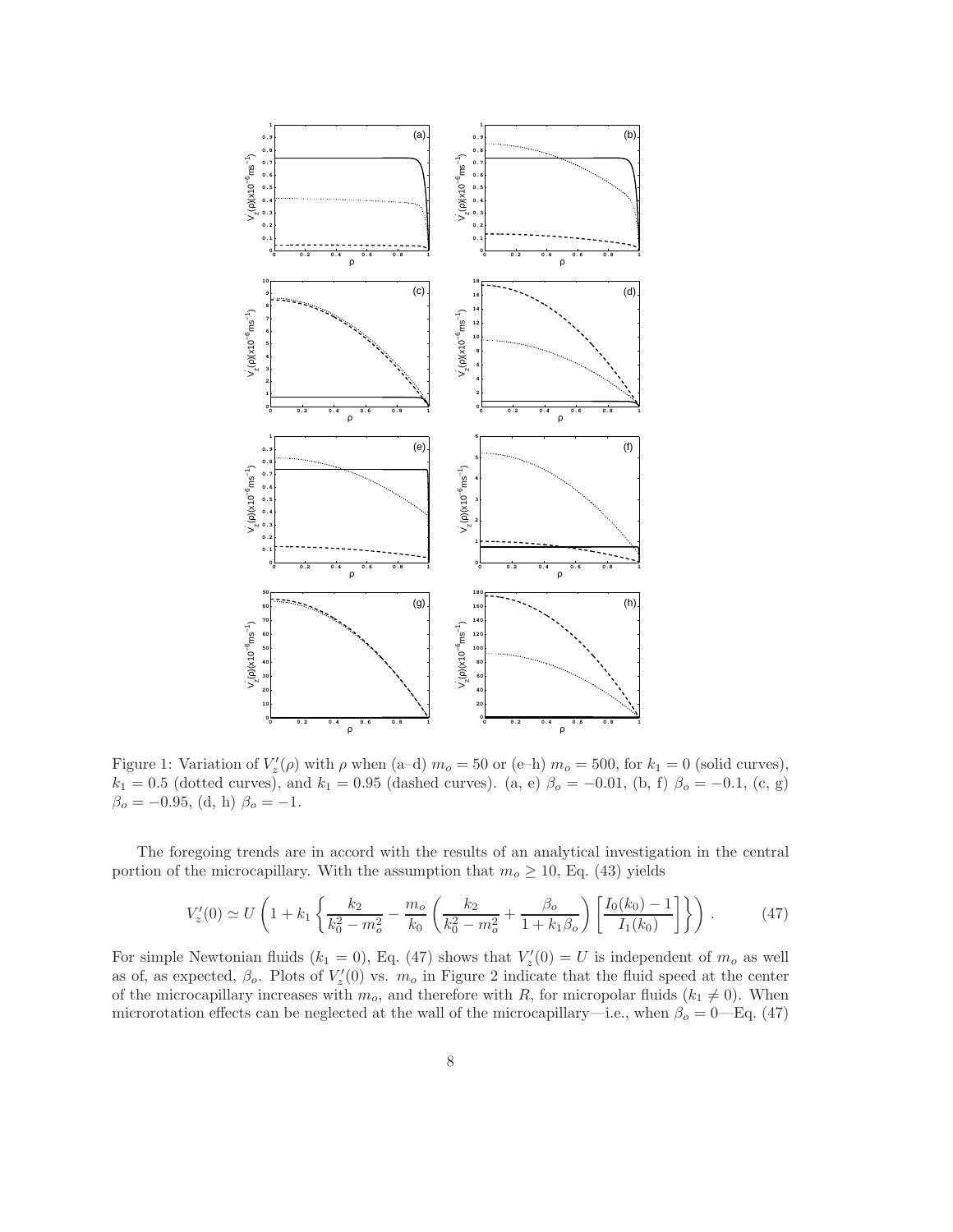Figure 1: Variation of $V_z'(\rho)$ with $\rho$ when (a–d) $m_o = 50$ or (e–h) $m_o = 500$, for $k_1 = 0$ (solid curves), $k_1 = 0.5$ (dotted curves), and $k_1 = 0.95$ (dashed curves). (a, e) $\beta_o = -0.01$, (b, f) $\beta_o = -0.1$, (c, g) $\beta_o = -0.95$, (d, h) $\beta_o = -1$.

The foregoing trends are in accord with the results of an analytical investigation in the central portion of the microcapillary. With the assumption that $m_o \geq 10$, Eq. (43) yields

$$V_z'(0) \simeq U\left(1 + k_1\left\{\frac{k_2}{k_0^2 - m_o^2} - \frac{m_o}{k_0}\left(\frac{k_2}{k_0^2 - m_o^2} + \frac{\beta_o}{1 + k_1\beta_o}\right)\left[\frac{I_0(k_0) - 1}{I_1(k_0)}\right]\right\}\right). \tag{47}$$

For simple Newtonian fluids ($k_1 = 0$), Eq. (47) shows that $V_z'(0) = U$ is independent of $m_o$ as well as of, as expected, $\beta_o$. Plots of $V_z'(0)$ vs. $m_o$ in Figure 2 indicate that the fluid speed at the center of the microcapillary increases with $m_o$, and therefore with $R$, for micropolar fluids ($k_1 \neq 0$). When microrotation effects can be neglected at the wall of the microcapillary—i.e., when $\beta_o = 0$—Eq. (47)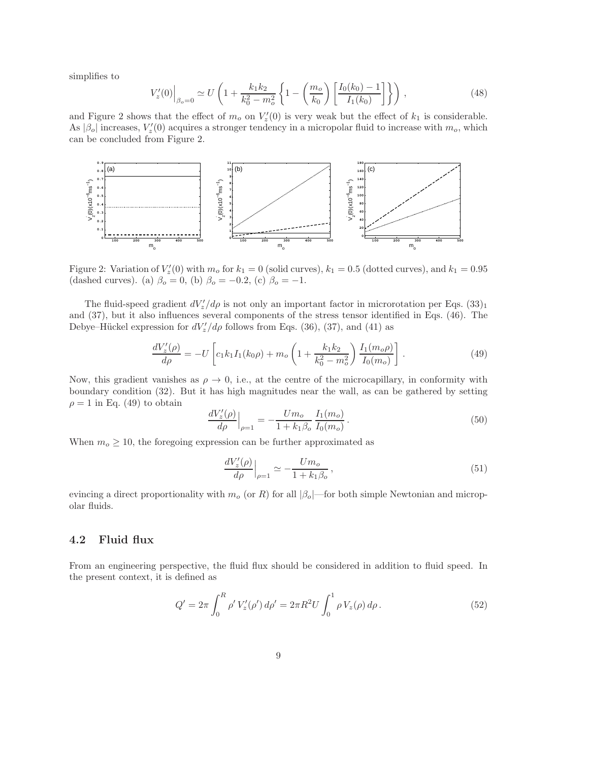simplifies to

$$V_z'(0)\Big|_{\beta_o=0} \simeq U\left(1+\frac{k_1k_2}{k_0^2-m_o^2}\left\{1-\left(\frac{m_o}{k_0}\right)\left[\frac{I_0(k_0)-1}{I_1(k_0)}\right]\right\}\right), \tag{48}$$

and Figure 2 shows that the effect of $m_o$ on $V_z'(0)$ is very weak but the effect of $k_1$ is considerable. As $|\beta_o|$ increases, $V_z'(0)$ acquires a stronger tendency in a micropolar fluid to increase with $m_o$, which can be concluded from Figure 2.

Figure 2: Variation of $V_z'(0)$ with $m_o$ for $k_1 = 0$ (solid curves), $k_1 = 0.5$ (dotted curves), and $k_1 = 0.95$ (dashed curves). (a) $\beta_o = 0$, (b) $\beta_o = -0.2$, (c) $\beta_o = -1$.

The fluid-speed gradient $dV_z'/d\rho$ is not only an important factor in microrotation per Eqs. $(33)_1$ and (37), but it also influences several components of the stress tensor identified in Eqs. (46). The Debye–Hückel expression for $dV_z'/d\rho$ follows from Eqs. (36), (37), and (41) as

$$\frac{dV_z'(\rho)}{d\rho} = -U\left[c_1k_1I_1(k_0\rho) + m_o\left(1+\frac{k_1k_2}{k_0^2-m_o^2}\right)\frac{I_1(m_o\rho)}{I_0(m_o)}\right]. \tag{49}$$

Now, this gradient vanishes as $\rho \to 0$, i.e., at the centre of the microcapillary, in conformity with boundary condition (32). But it has high magnitudes near the wall, as can be gathered by setting $\rho = 1$ in Eq. (49) to obtain

$$\frac{dV_z'(\rho)}{d\rho}\Big|_{\rho=1} = -\frac{Um_o}{1+k_1\beta_o}\,\frac{I_1(m_o)}{I_0(m_o)}. \tag{50}$$

When $m_o \geq 10$, the foregoing expression can be further approximated as

$$\frac{dV_z'(\rho)}{d\rho}\Big|_{\rho=1} \simeq -\frac{Um_o}{1+k_1\beta_o}, \tag{51}$$

evincing a direct proportionality with $m_o$ (or $R$) for all $|\beta_o|$—for both simple Newtonian and micropolar fluids.

### 4.2 Fluid flux

From an engineering perspective, the fluid flux should be considered in addition to fluid speed. In the present context, it is defined as

$$Q' = 2\pi\int_0^R \rho'\,V_z'(\rho')\,d\rho' = 2\pi R^2 U\int_0^1 \rho\,V_z(\rho)\,d\rho. \tag{52}$$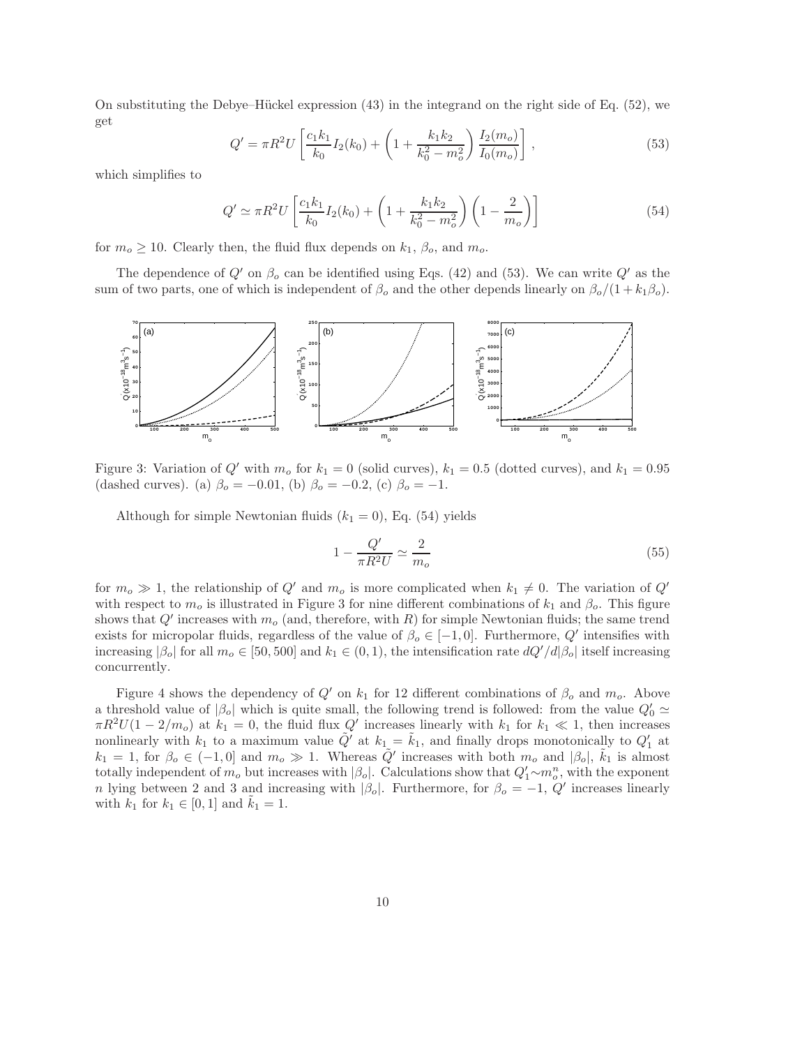On substituting the Debye–Hückel expression (43) in the integrand on the right side of Eq. (52), we get

$$Q' = \pi R^2 U \left[ \frac{c_1 k_1}{k_0} I_2(k_0) + \left( 1 + \frac{k_1 k_2}{k_0^2 - m_o^2} \right) \frac{I_2(m_o)}{I_0(m_o)} \right] , \tag{53}$$

which simplifies to

$$Q' \simeq \pi R^2 U \left[ \frac{c_1 k_1}{k_0} I_2(k_0) + \left( 1 + \frac{k_1 k_2}{k_0^2 - m_o^2} \right) \left( 1 - \frac{2}{m_o} \right) \right] \tag{54}$$

for $m_o \geq 10$. Clearly then, the fluid flux depends on $k_1$, $\beta_o$, and $m_o$.

The dependence of $Q'$ on $\beta_o$ can be identified using Eqs. (42) and (53). We can write $Q'$ as the sum of two parts, one of which is independent of $\beta_o$ and the other depends linearly on $\beta_o/(1 + k_1\beta_o)$.

Figure 3: Variation of $Q'$ with $m_o$ for $k_1 = 0$ (solid curves), $k_1 = 0.5$ (dotted curves), and $k_1 = 0.95$ (dashed curves). (a) $\beta_o = -0.01$, (b) $\beta_o = -0.2$, (c) $\beta_o = -1$.

Although for simple Newtonian fluids ($k_1 = 0$), Eq. (54) yields

$$1 - \frac{Q'}{\pi R^2 U} \simeq \frac{2}{m_o} \tag{55}$$

for $m_o \gg 1$, the relationship of $Q'$ and $m_o$ is more complicated when $k_1 \neq 0$. The variation of $Q'$ with respect to $m_o$ is illustrated in Figure 3 for nine different combinations of $k_1$ and $\beta_o$. This figure shows that $Q'$ increases with $m_o$ (and, therefore, with $R$) for simple Newtonian fluids; the same trend exists for micropolar fluids, regardless of the value of $\beta_o \in [-1, 0]$. Furthermore, $Q'$ intensifies with increasing $|\beta_o|$ for all $m_o \in [50, 500]$ and $k_1 \in (0, 1)$, the intensification rate $dQ'/d|\beta_o|$ itself increasing concurrently.

Figure 4 shows the dependency of $Q'$ on $k_1$ for 12 different combinations of $\beta_o$ and $m_o$. Above a threshold value of $|\beta_o|$ which is quite small, the following trend is followed: from the value $Q'_0 \simeq \pi R^2 U(1 - 2/m_o)$ at $k_1 = 0$, the fluid flux $Q'$ increases linearly with $k_1$ for $k_1 \ll 1$, then increases nonlinearly with $k_1$ to a maximum value $\tilde{Q}'$ at $k_1 = \tilde{k}_1$, and finally drops monotonically to $Q'_1$ at $k_1 = 1$, for $\beta_o \in (-1, 0]$ and $m_o \gg 1$. Whereas $\tilde{Q}'$ increases with both $m_o$ and $|\beta_o|$, $\tilde{k}_1$ is almost totally independent of $m_o$ but increases with $|\beta_o|$. Calculations show that $Q'_1 \sim m_o^n$, with the exponent $n$ lying between 2 and 3 and increasing with $|\beta_o|$. Furthermore, for $\beta_o = -1$, $Q'$ increases linearly with $k_1$ for $k_1 \in [0, 1]$ and $\tilde{k}_1 = 1$.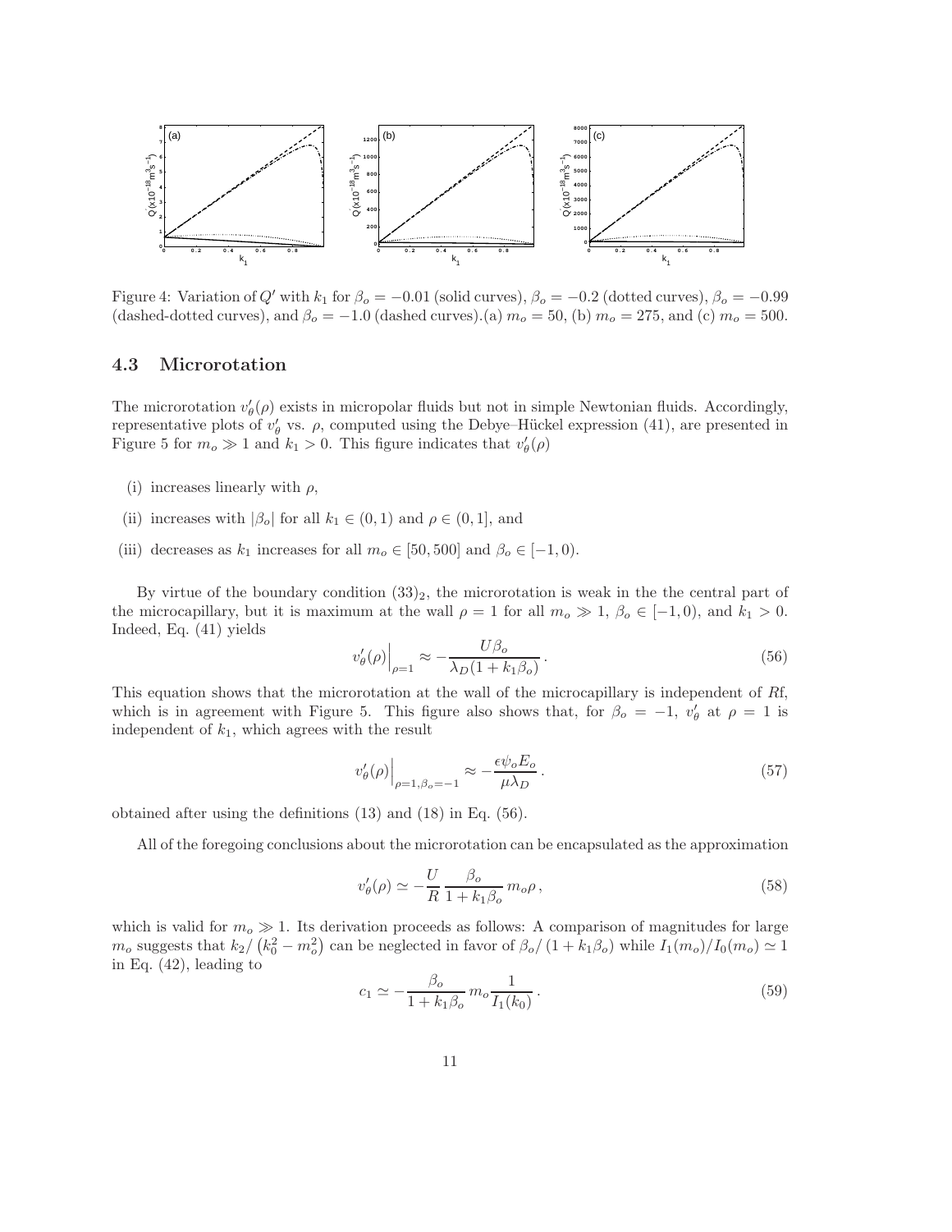Figure 4: Variation of $Q'$ with $k_1$ for $\beta_o = -0.01$ (solid curves), $\beta_o = -0.2$ (dotted curves), $\beta_o = -0.99$ (dashed-dotted curves), and $\beta_o = -1.0$ (dashed curves).(a) $m_o = 50$, (b) $m_o = 275$, and (c) $m_o = 500$.

### 4.3 Microrotation

The microrotation $v'_\theta(\rho)$ exists in micropolar fluids but not in simple Newtonian fluids. Accordingly, representative plots of $v'_\theta$ vs. $\rho$, computed using the Debye–Hückel expression (41), are presented in Figure 5 for $m_o \gg 1$ and $k_1 > 0$. This figure indicates that $v'_\theta(\rho)$

(i) increases linearly with $\rho$,

(ii) increases with $|\beta_o|$ for all $k_1 \in (0, 1)$ and $\rho \in (0, 1]$, and

(iii) decreases as $k_1$ increases for all $m_o \in [50, 500]$ and $\beta_o \in [-1, 0)$.

By virtue of the boundary condition $(33)_2$, the microrotation is weak in the the central part of the microcapillary, but it is maximum at the wall $\rho = 1$ for all $m_o \gg 1$, $\beta_o \in [-1, 0)$, and $k_1 > 0$. Indeed, Eq. (41) yields

$$v'_\theta(\rho)\Big|_{\rho=1} \approx -\frac{U\beta_o}{\lambda_D(1 + k_1\beta_o)}\,. \tag{56}$$

This equation shows that the microrotation at the wall of the microcapillary is independent of $R$f, which is in agreement with Figure 5. This figure also shows that, for $\beta_o = -1$, $v'_\theta$ at $\rho = 1$ is independent of $k_1$, which agrees with the result

$$v'_\theta(\rho)\Big|_{\rho=1,\beta_o=-1} \approx -\frac{\epsilon\psi_o E_o}{\mu\lambda_D}\,. \tag{57}$$

obtained after using the definitions (13) and (18) in Eq. (56).

All of the foregoing conclusions about the microrotation can be encapsulated as the approximation

$$v'_\theta(\rho) \simeq -\frac{U}{R}\,\frac{\beta_o}{1 + k_1\beta_o}\,m_o\rho\,, \tag{58}$$

which is valid for $m_o \gg 1$. Its derivation proceeds as follows: A comparison of magnitudes for large $m_o$ suggests that $k_2/\left(k_0^2 - m_o^2\right)$ can be neglected in favor of $\beta_o/\left(1 + k_1\beta_o\right)$ while $I_1(m_o)/I_0(m_o) \simeq 1$ in Eq. (42), leading to

$$c_1 \simeq -\frac{\beta_o}{1 + k_1\beta_o}\,m_o\frac{1}{I_1(k_0)}\,. \tag{59}$$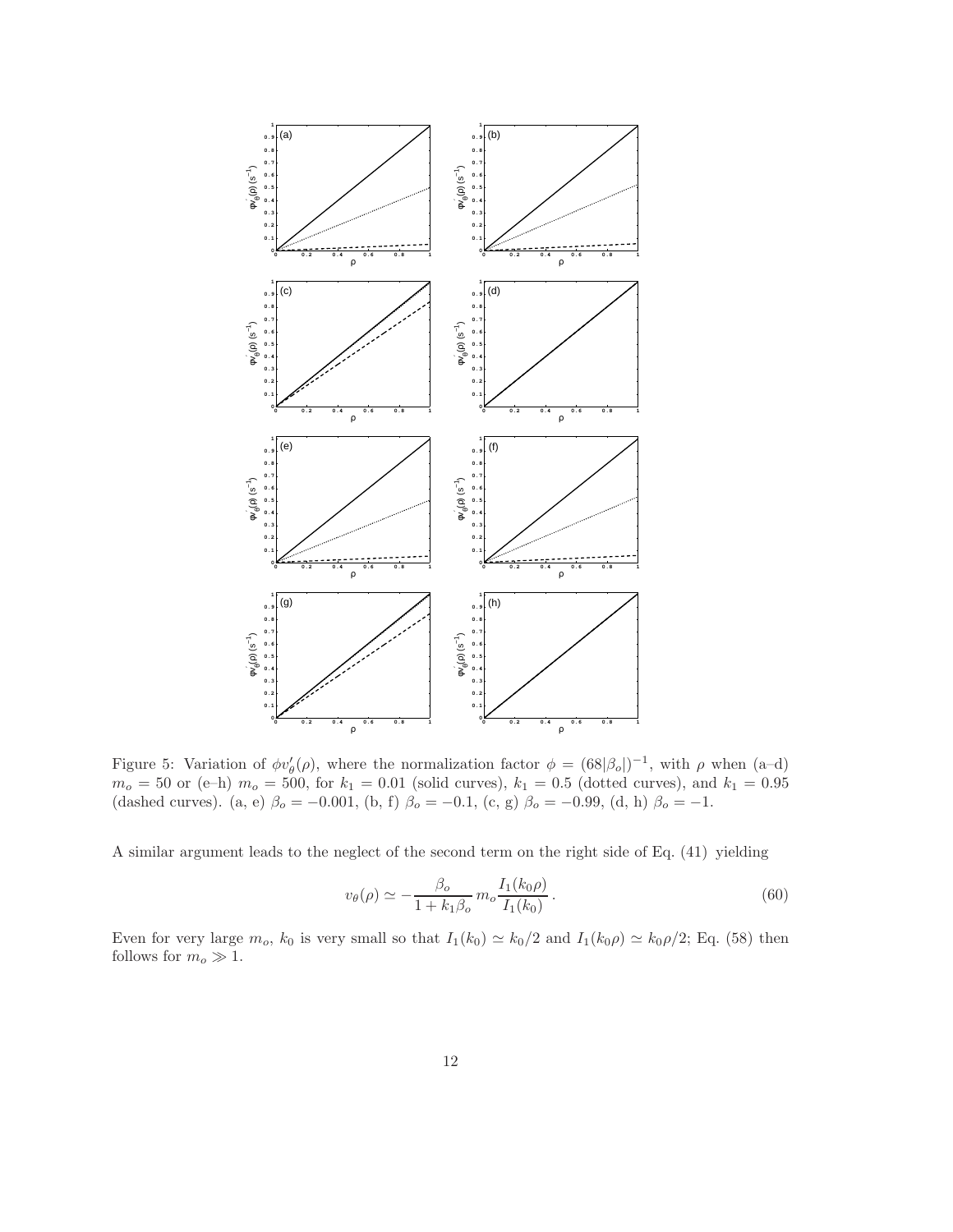Figure 5: Variation of $\phi v'_\theta(\rho)$, where the normalization factor $\phi = (68|\beta_o|)^{-1}$, with $\rho$ when (a–d) $m_o = 50$ or (e–h) $m_o = 500$, for $k_1 = 0.01$ (solid curves), $k_1 = 0.5$ (dotted curves), and $k_1 = 0.95$ (dashed curves). (a, e) $\beta_o = -0.001$, (b, f) $\beta_o = -0.1$, (c, g) $\beta_o = -0.99$, (d, h) $\beta_o = -1$.

A similar argument leads to the neglect of the second term on the right side of Eq. (41) yielding

$$v_\theta(\rho) \simeq -\frac{\beta_o}{1 + k_1 \beta_o} \, m_o \frac{I_1(k_0 \rho)}{I_1(k_0)} \, . \tag{60}$$

Even for very large $m_o$, $k_0$ is very small so that $I_1(k_0) \simeq k_0/2$ and $I_1(k_0\rho) \simeq k_0\rho/2$; Eq. (58) then follows for $m_o \gg 1$.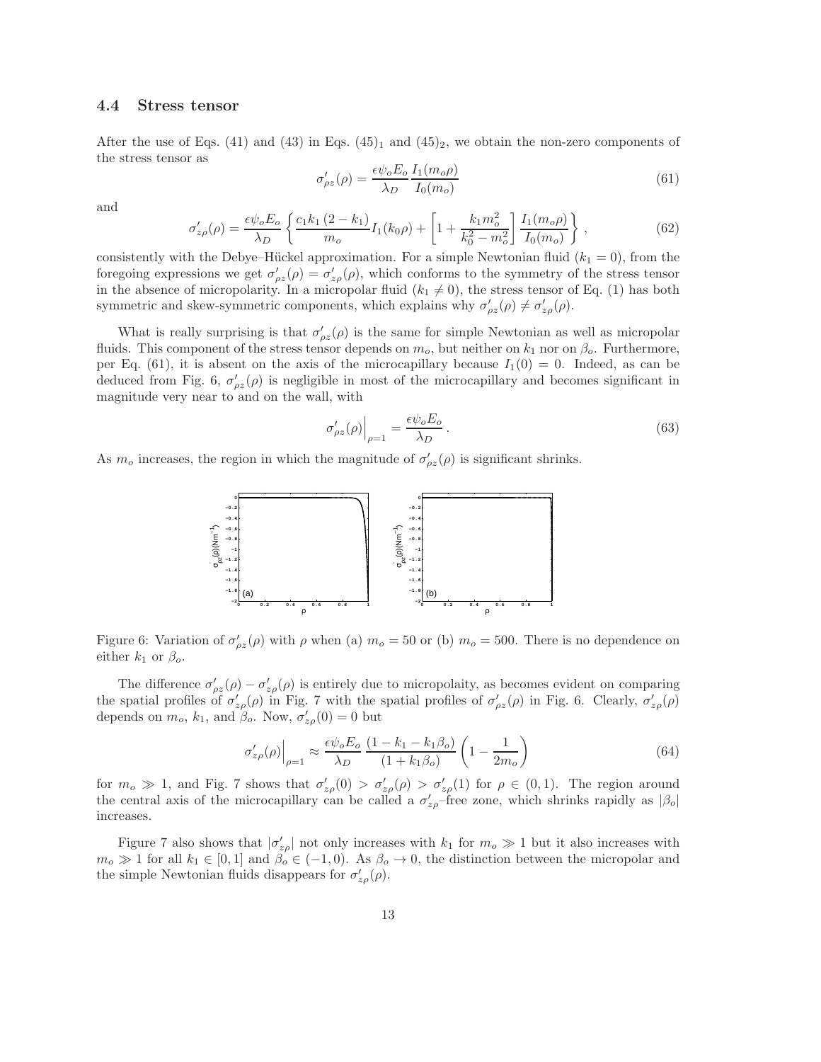### 4.4 Stress tensor

After the use of Eqs. (41) and (43) in Eqs. $(45)_1$ and $(45)_2$, we obtain the non-zero components of the stress tensor as

$$\sigma'_{\rho z}(\rho) = \frac{\epsilon \psi_o E_o}{\lambda_D} \frac{I_1(m_o \rho)}{I_0(m_o)} \tag{61}$$

and

$$\sigma'_{z\rho}(\rho) = \frac{\epsilon \psi_o E_o}{\lambda_D} \left\{ \frac{c_1 k_1 (2 - k_1)}{m_o} I_1(k_0 \rho) + \left[ 1 + \frac{k_1 m_o^2}{k_0^2 - m_o^2} \right] \frac{I_1(m_o \rho)}{I_0(m_o)} \right\}, \tag{62}$$

consistently with the Debye–Hückel approximation. For a simple Newtonian fluid ($k_1 = 0$), from the foregoing expressions we get $\sigma'_{\rho z}(\rho) = \sigma'_{z\rho}(\rho)$, which conforms to the symmetry of the stress tensor in the absence of micropolarity. In a micropolar fluid ($k_1 \neq 0$), the stress tensor of Eq. (1) has both symmetric and skew-symmetric components, which explains why $\sigma'_{\rho z}(\rho) \neq \sigma'_{z\rho}(\rho)$.

What is really surprising is that $\sigma'_{\rho z}(\rho)$ is the same for simple Newtonian as well as micropolar fluids. This component of the stress tensor depends on $m_o$, but neither on $k_1$ nor on $\beta_o$. Furthermore, per Eq. (61), it is absent on the axis of the microcapillary because $I_1(0) = 0$. Indeed, as can be deduced from Fig. 6, $\sigma'_{\rho z}(\rho)$ is negligible in most of the microcapillary and becomes significant in magnitude very near to and on the wall, with

$$\sigma'_{\rho z}(\rho)\Big|_{\rho=1} = \frac{\epsilon \psi_o E_o}{\lambda_D}. \tag{63}$$

As $m_o$ increases, the region in which the magnitude of $\sigma'_{\rho z}(\rho)$ is significant shrinks.

Figure 6: Variation of $\sigma'_{\rho z}(\rho)$ with $\rho$ when (a) $m_o = 50$ or (b) $m_o = 500$. There is no dependence on either $k_1$ or $\beta_o$.

The difference $\sigma'_{\rho z}(\rho) - \sigma'_{z\rho}(\rho)$ is entirely due to micropolaity, as becomes evident on comparing the spatial profiles of $\sigma'_{z\rho}(\rho)$ in Fig. 7 with the spatial profiles of $\sigma'_{\rho z}(\rho)$ in Fig. 6. Clearly, $\sigma'_{z\rho}(\rho)$ depends on $m_o$, $k_1$, and $\beta_o$. Now, $\sigma'_{z\rho}(0) = 0$ but

$$\sigma'_{z\rho}(\rho)\Big|_{\rho=1} \approx \frac{\epsilon \psi_o E_o}{\lambda_D} \frac{(1 - k_1 - k_1 \beta_o)}{(1 + k_1 \beta_o)} \left( 1 - \frac{1}{2m_o} \right) \tag{64}$$

for $m_o \gg 1$, and Fig. 7 shows that $\sigma'_{z\rho}(0) > \sigma'_{z\rho}(\rho) > \sigma'_{z\rho}(1)$ for $\rho \in (0, 1)$. The region around the central axis of the microcapillary can be called a $\sigma'_{z\rho}$–free zone, which shrinks rapidly as $|\beta_o|$ increases.

Figure 7 also shows that $|\sigma'_{z\rho}|$ not only increases with $k_1$ for $m_o \gg 1$ but it also increases with $m_o \gg 1$ for all $k_1 \in [0, 1]$ and $\beta_o \in (-1, 0)$. As $\beta_o \to 0$, the distinction between the micropolar and the simple Newtonian fluids disappears for $\sigma'_{z\rho}(\rho)$.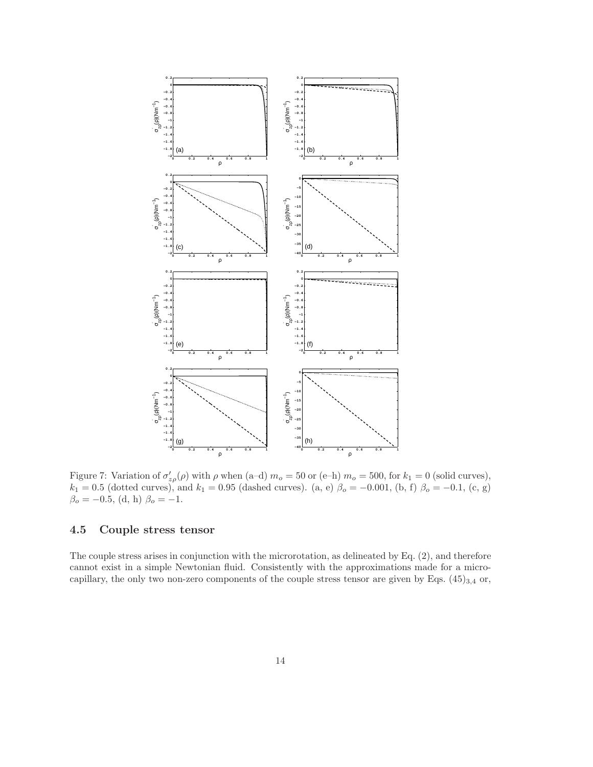Figure 7: Variation of $\sigma'_{z\rho}(\rho)$ with $\rho$ when (a–d) $m_o = 50$ or (e–h) $m_o = 500$, for $k_1 = 0$ (solid curves), $k_1 = 0.5$ (dotted curves), and $k_1 = 0.95$ (dashed curves). (a, e) $\beta_o = -0.001$, (b, f) $\beta_o = -0.1$, (c, g) $\beta_o = -0.5$, (d, h) $\beta_o = -1$.

### 4.5 Couple stress tensor

The couple stress arises in conjunction with the microrotation, as delineated by Eq. (2), and therefore cannot exist in a simple Newtonian fluid. Consistently with the approximations made for a micro-capillary, the only two non-zero components of the couple stress tensor are given by Eqs. $(45)_{3,4}$ or,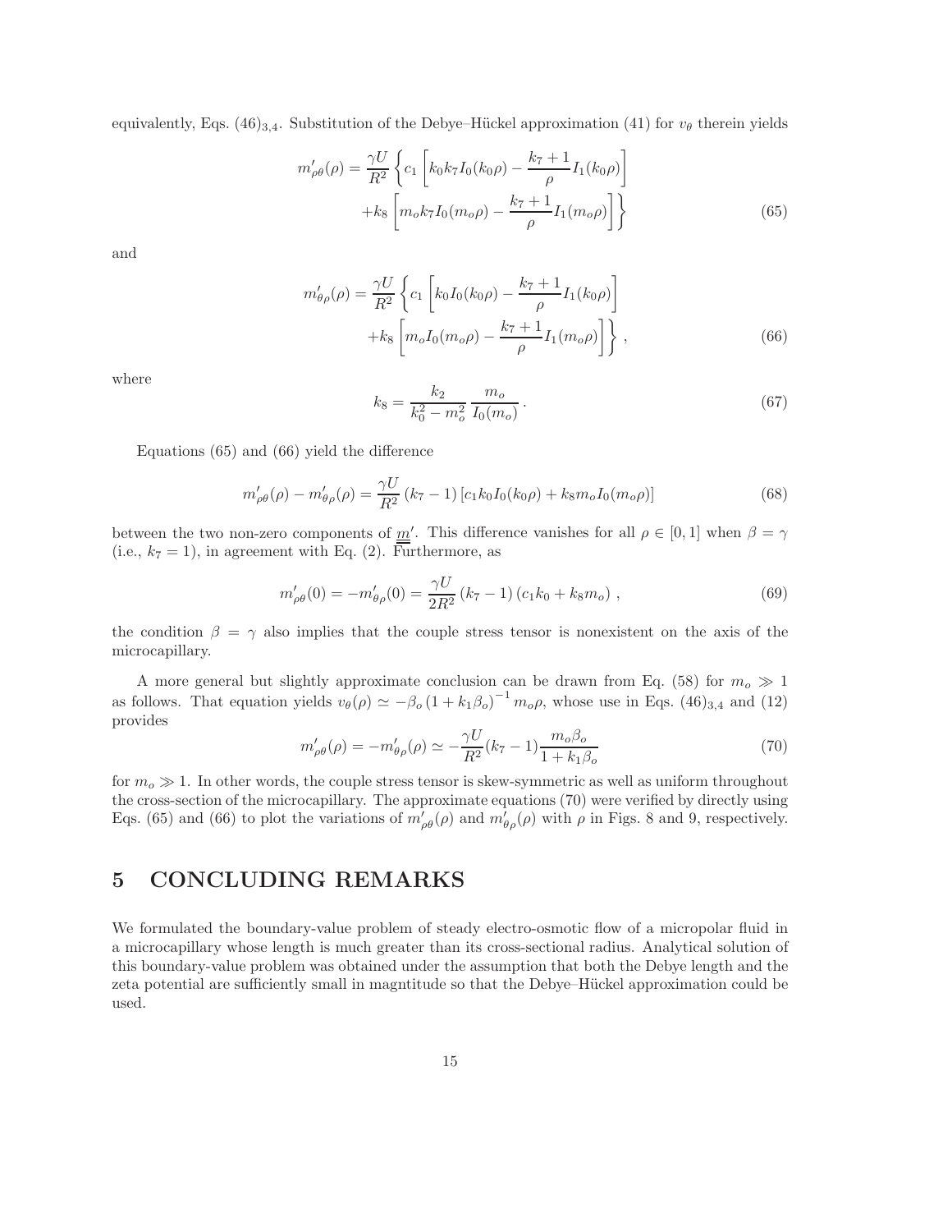equivalently, Eqs. $(46)_{3,4}$. Substitution of the Debye–Hückel approximation (41) for $v_\theta$ therein yields

$$
\begin{aligned}
m'_{\rho\theta}(\rho) = \frac{\gamma U}{R^2} \bigg\{ & c_1 \left[ k_0 k_7 I_0(k_0\rho) - \frac{k_7+1}{\rho} I_1(k_0\rho) \right] \\
& + k_8 \left[ m_o k_7 I_0(m_o\rho) - \frac{k_7+1}{\rho} I_1(m_o\rho) \right] \bigg\}
\end{aligned} \tag{65}
$$

and

$$
\begin{aligned}
m'_{\theta\rho}(\rho) = \frac{\gamma U}{R^2} \bigg\{ & c_1 \left[ k_0 I_0(k_0\rho) - \frac{k_7+1}{\rho} I_1(k_0\rho) \right] \\
& + k_8 \left[ m_o I_0(m_o\rho) - \frac{k_7+1}{\rho} I_1(m_o\rho) \right] \bigg\} ,
\end{aligned} \tag{66}
$$

where

$$
k_8 = \frac{k_2}{k_0^2 - m_o^2} \frac{m_o}{I_0(m_o)} . \tag{67}
$$

Equations (65) and (66) yield the difference

$$
m'_{\rho\theta}(\rho) - m'_{\theta\rho}(\rho) = \frac{\gamma U}{R^2} (k_7 - 1) \left[ c_1 k_0 I_0(k_0\rho) + k_8 m_o I_0(m_o\rho) \right] \tag{68}
$$

between the two non-zero components of $\underline{\underline{m}}'$. This difference vanishes for all $\rho \in [0,1]$ when $\beta = \gamma$ (i.e., $k_7 = 1$), in agreement with Eq. (2). Furthermore, as

$$
m'_{\rho\theta}(0) = -m'_{\theta\rho}(0) = \frac{\gamma U}{2R^2} (k_7 - 1) \left( c_1 k_0 + k_8 m_o \right) , \tag{69}
$$

the condition $\beta = \gamma$ also implies that the couple stress tensor is nonexistent on the axis of the microcapillary.

A more general but slightly approximate conclusion can be drawn from Eq. (58) for $m_o \gg 1$ as follows. That equation yields $v_\theta(\rho) \simeq -\beta_o \left(1 + k_1\beta_o\right)^{-1} m_o\rho$, whose use in Eqs. $(46)_{3,4}$ and (12) provides

$$
m'_{\rho\theta}(\rho) = -m'_{\theta\rho}(\rho) \simeq -\frac{\gamma U}{R^2}(k_7 - 1)\frac{m_o\beta_o}{1 + k_1\beta_o} \tag{70}
$$

for $m_o \gg 1$. In other words, the couple stress tensor is skew-symmetric as well as uniform throughout the cross-section of the microcapillary. The approximate equations (70) were verified by directly using Eqs. (65) and (66) to plot the variations of $m'_{\rho\theta}(\rho)$ and $m'_{\theta\rho}(\rho)$ with $\rho$ in Figs. 8 and 9, respectively.

# 5 CONCLUDING REMARKS

We formulated the boundary-value problem of steady electro-osmotic flow of a micropolar fluid in a microcapillary whose length is much greater than its cross-sectional radius. Analytical solution of this boundary-value problem was obtained under the assumption that both the Debye length and the zeta potential are sufficiently small in magntitude so that the Debye–Hückel approximation could be used.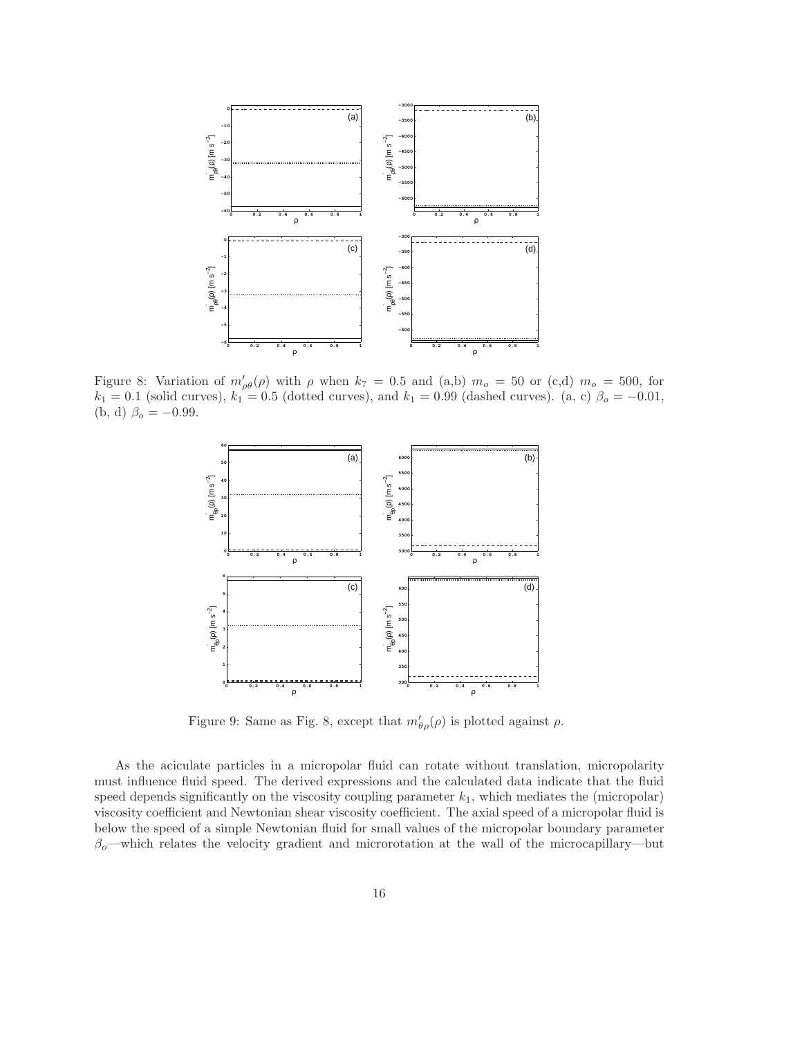Figure 8: Variation of $m'_{\rho\theta}(\rho)$ with $\rho$ when $k_7 = 0.5$ and (a,b) $m_o = 50$ or (c,d) $m_o = 500$, for $k_1 = 0.1$ (solid curves), $k_1 = 0.5$ (dotted curves), and $k_1 = 0.99$ (dashed curves). (a, c) $\beta_o = -0.01$, (b, d) $\beta_o = -0.99$.

Figure 9: Same as Fig. 8, except that $m'_{\theta\rho}(\rho)$ is plotted against $\rho$.

As the aciculate particles in a micropolar fluid can rotate without translation, micropolarity must influence fluid speed. The derived expressions and the calculated data indicate that the fluid speed depends significantly on the viscosity coupling parameter $k_1$, which mediates the (micropolar) viscosity coefficient and Newtonian shear viscosity coefficient. The axial speed of a micropolar fluid is below the speed of a simple Newtonian fluid for small values of the micropolar boundary parameter $\beta_o$—which relates the velocity gradient and microrotation at the wall of the microcapillary—but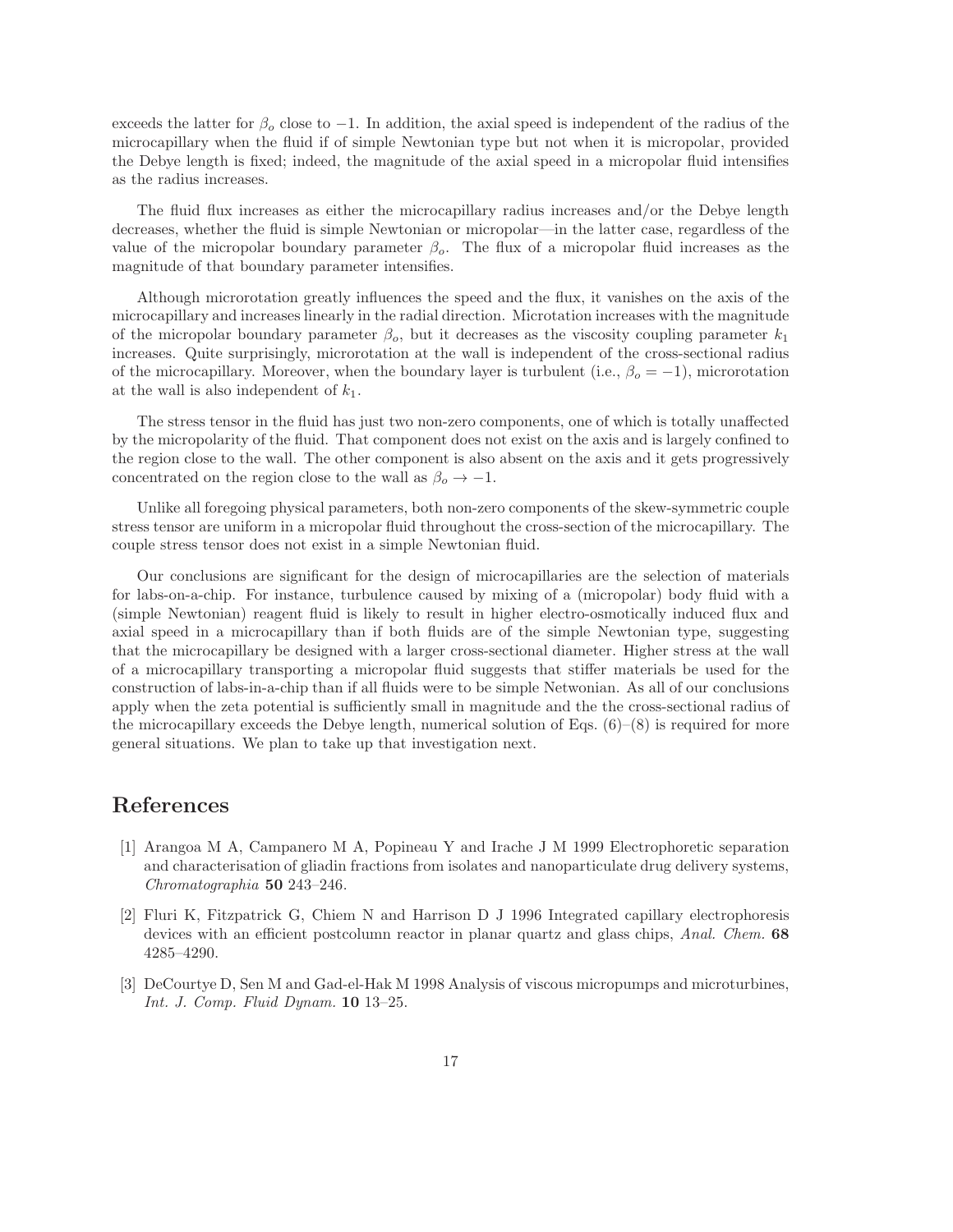exceeds the latter for $\beta_o$ close to $-1$. In addition, the axial speed is independent of the radius of the microcapillary when the fluid if of simple Newtonian type but not when it is micropolar, provided the Debye length is fixed; indeed, the magnitude of the axial speed in a micropolar fluid intensifies as the radius increases.

The fluid flux increases as either the microcapillary radius increases and/or the Debye length decreases, whether the fluid is simple Newtonian or micropolar—in the latter case, regardless of the value of the micropolar boundary parameter $\beta_o$. The flux of a micropolar fluid increases as the magnitude of that boundary parameter intensifies.

Although microrotation greatly influences the speed and the flux, it vanishes on the axis of the microcapillary and increases linearly in the radial direction. Microtation increases with the magnitude of the micropolar boundary parameter $\beta_o$, but it decreases as the viscosity coupling parameter $k_1$ increases. Quite surprisingly, microrotation at the wall is independent of the cross-sectional radius of the microcapillary. Moreover, when the boundary layer is turbulent (i.e., $\beta_o = -1$), microrotation at the wall is also independent of $k_1$.

The stress tensor in the fluid has just two non-zero components, one of which is totally unaffected by the micropolarity of the fluid. That component does not exist on the axis and is largely confined to the region close to the wall. The other component is also absent on the axis and it gets progressively concentrated on the region close to the wall as $\beta_o \to -1$.

Unlike all foregoing physical parameters, both non-zero components of the skew-symmetric couple stress tensor are uniform in a micropolar fluid throughout the cross-section of the microcapillary. The couple stress tensor does not exist in a simple Newtonian fluid.

Our conclusions are significant for the design of microcapillaries are the selection of materials for labs-on-a-chip. For instance, turbulence caused by mixing of a (micropolar) body fluid with a (simple Newtonian) reagent fluid is likely to result in higher electro-osmotically induced flux and axial speed in a microcapillary than if both fluids are of the simple Newtonian type, suggesting that the microcapillary be designed with a larger cross-sectional diameter. Higher stress at the wall of a microcapillary transporting a micropolar fluid suggests that stiffer materials be used for the construction of labs-in-a-chip than if all fluids were to be simple Netwonian. As all of our conclusions apply when the zeta potential is sufficiently small in magnitude and the the cross-sectional radius of the microcapillary exceeds the Debye length, numerical solution of Eqs. (6)–(8) is required for more general situations. We plan to take up that investigation next.

# References

[1] Arangoa M A, Campanero M A, Popineau Y and Irache J M 1999 Electrophoretic separation and characterisation of gliadin fractions from isolates and nanoparticulate drug delivery systems, *Chromatographia* **50** 243–246.

[2] Fluri K, Fitzpatrick G, Chiem N and Harrison D J 1996 Integrated capillary electrophoresis devices with an efficient postcolumn reactor in planar quartz and glass chips, *Anal. Chem.* **68** 4285–4290.

[3] DeCourtye D, Sen M and Gad-el-Hak M 1998 Analysis of viscous micropumps and microturbines, *Int. J. Comp. Fluid Dynam.* **10** 13–25.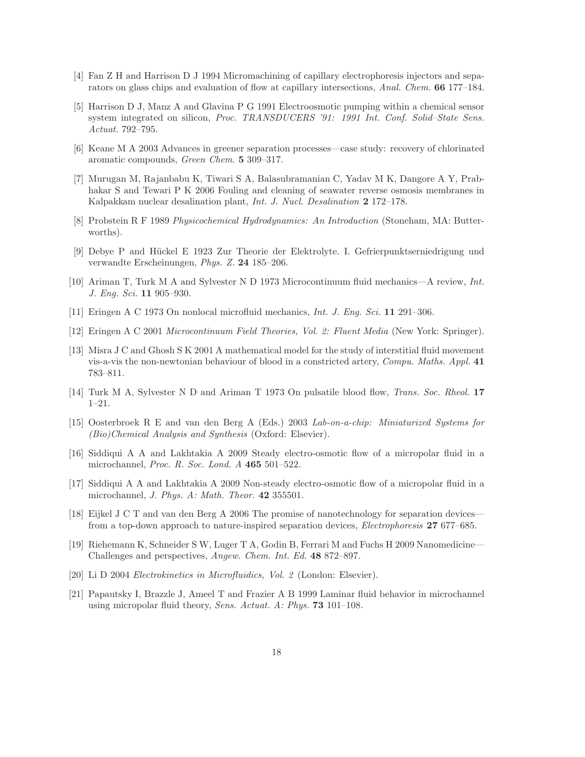[4] Fan Z H and Harrison D J 1994 Micromachining of capillary electrophoresis injectors and separators on glass chips and evaluation of flow at capillary intersections, *Anal. Chem.* **66** 177–184.

[5] Harrison D J, Manz A and Glavina P G 1991 Electroosmotic pumping within a chemical sensor system integrated on silicon, *Proc. TRANSDUCERS '91: 1991 Int. Conf. Solid–State Sens. Actuat.* 792–795.

[6] Keane M A 2003 Advances in greener separation processes—case study: recovery of chlorinated aromatic compounds, *Green Chem.* **5** 309–317.

[7] Murugan M, Rajanbabu K, Tiwari S A, Balasubramanian C, Yadav M K, Dangore A Y, Prabhakar S and Tewari P K 2006 Fouling and cleaning of seawater reverse osmosis membranes in Kalpakkam nuclear desalination plant, *Int. J. Nucl. Desalination* **2** 172–178.

[8] Probstein R F 1989 *Physicochemical Hydrodynamics: An Introduction* (Stoneham, MA: Butterworths).

[9] Debye P and Hückel E 1923 Zur Theorie der Elektrolyte. I. Gefrierpunktserniedrigung und verwandte Erscheinungen, *Phys. Z.* **24** 185–206.

[10] Ariman T, Turk M A and Sylvester N D 1973 Microcontinuum fluid mechanics—A review, *Int. J. Eng. Sci.* **11** 905–930.

[11] Eringen A C 1973 On nonlocal microfluid mechanics, *Int. J. Eng. Sci.* **11** 291–306.

[12] Eringen A C 2001 *Microcontinuum Field Theories, Vol. 2: Fluent Media* (New York: Springer).

[13] Misra J C and Ghosh S K 2001 A mathematical model for the study of interstitial fluid movement vis-a-vis the non-newtonian behaviour of blood in a constricted artery, *Compu. Maths. Appl.* **41** 783–811.

[14] Turk M A, Sylvester N D and Ariman T 1973 On pulsatile blood flow, *Trans. Soc. Rheol.* **17** 1–21.

[15] Oosterbroek R E and van den Berg A (Eds.) 2003 *Lab-on-a-chip: Miniaturized Systems for (Bio)Chemical Analysis and Synthesis* (Oxford: Elsevier).

[16] Siddiqui A A and Lakhtakia A 2009 Steady electro-osmotic flow of a micropolar fluid in a microchannel, *Proc. R. Soc. Lond. A* **465** 501–522.

[17] Siddiqui A A and Lakhtakia A 2009 Non-steady electro-osmotic flow of a micropolar fluid in a microchannel, *J. Phys. A: Math. Theor.* **42** 355501.

[18] Eijkel J C T and van den Berg A 2006 The promise of nanotechnology for separation devices—from a top-down approach to nature-inspired separation devices, *Electrophoresis* **27** 677–685.

[19] Riehemann K, Schneider S W, Luger T A, Godin B, Ferrari M and Fuchs H 2009 Nanomedicine—Challenges and perspectives, *Angew. Chem. Int. Ed.* **48** 872–897.

[20] Li D 2004 *Electrokinetics in Microfluidics, Vol. 2* (London: Elsevier).

[21] Papautsky I, Brazzle J, Ameel T and Frazier A B 1999 Laminar fluid behavior in microchannel using micropolar fluid theory, *Sens. Actuat. A: Phys.* **73** 101–108.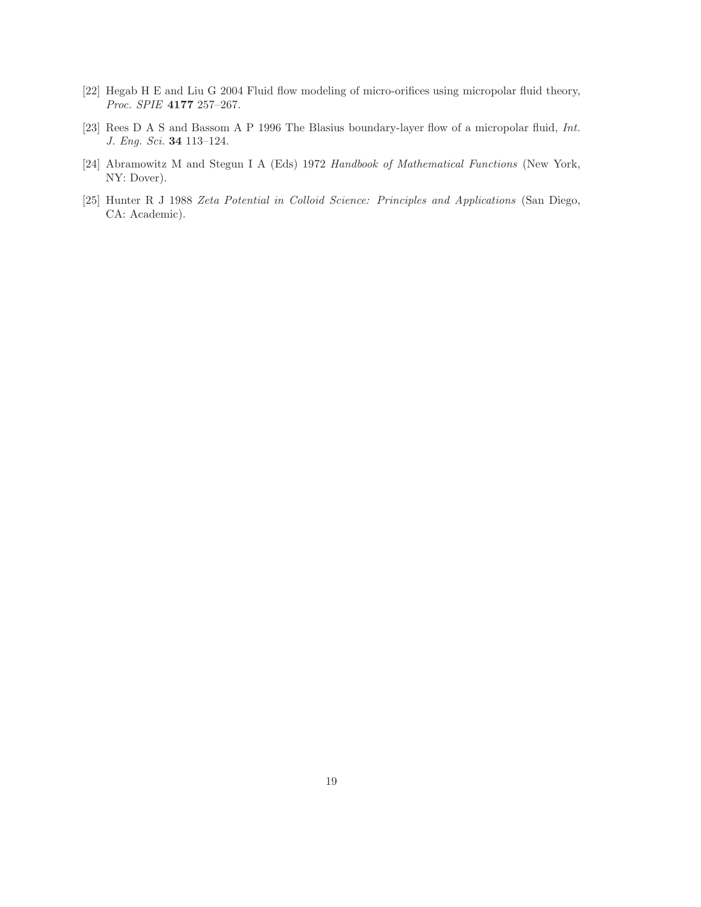[22] Hegab H E and Liu G 2004 Fluid flow modeling of micro-orifices using micropolar fluid theory, *Proc. SPIE* **4177** 257–267.

[23] Rees D A S and Bassom A P 1996 The Blasius boundary-layer flow of a micropolar fluid, *Int. J. Eng. Sci.* **34** 113–124.

[24] Abramowitz M and Stegun I A (Eds) 1972 *Handbook of Mathematical Functions* (New York, NY: Dover).

[25] Hunter R J 1988 *Zeta Potential in Colloid Science: Principles and Applications* (San Diego, CA: Academic).